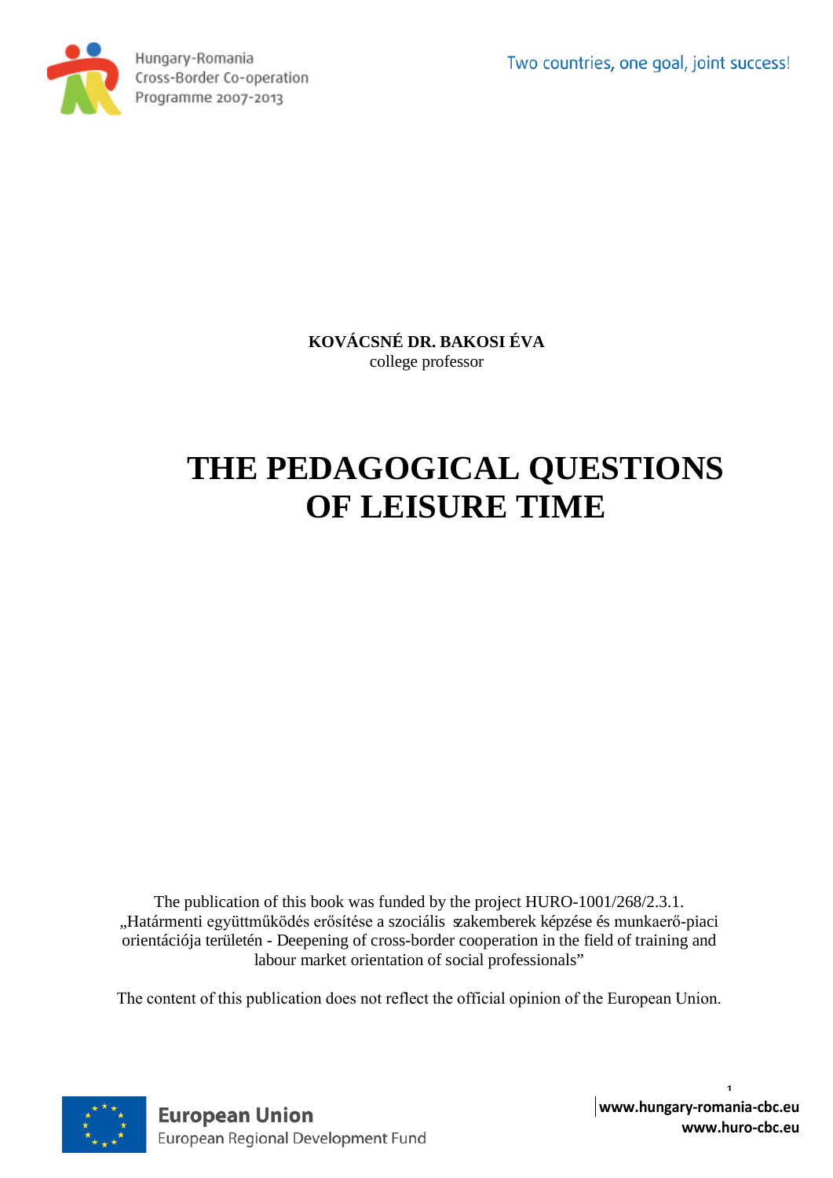Hungary-Romania
Cross-Border Co-operation
Programme 2007-2013

Two countries, one goal, joint success!

**KOVÁCSNÉ DR. BAKOSI ÉVA**
college professor

# THE PEDAGOGICAL QUESTIONS OF LEISURE TIME

The publication of this book was funded by the project HURO-1001/268/2.3.1. „Határmenti együttműködés erősítése a szociális szakemberek képzése és munkaerő-piaci orientációja területén - Deepening of cross-border cooperation in the field of training and labour market orientation of social professionals"

The content of this publication does not reflect the official opinion of the European Union.

**European Union**
European Regional Development Fund

**www.hungary-romania-cbc.eu**
**www.huro-cbc.eu**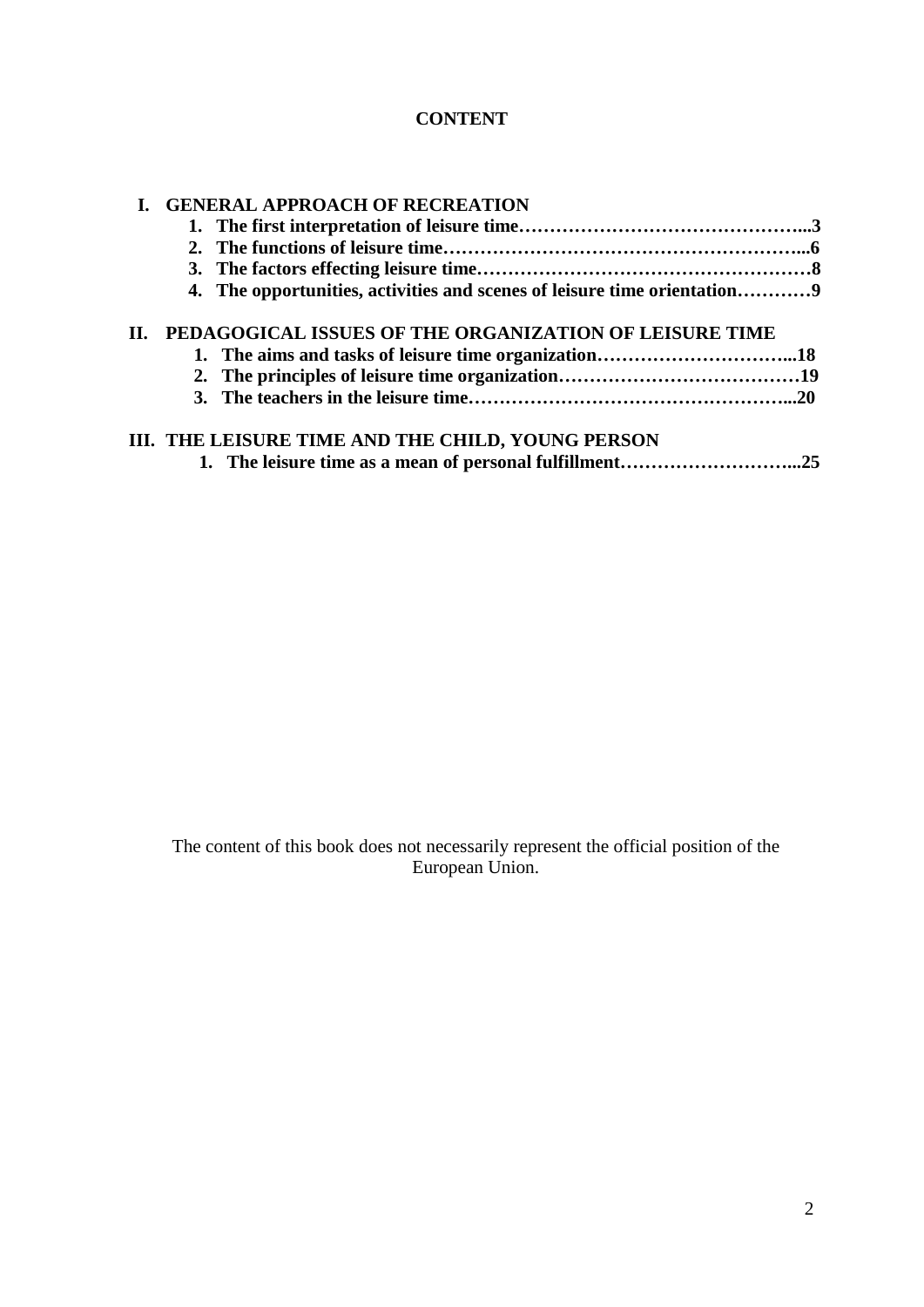# CONTENT

**I. GENERAL APPROACH OF RECREATION**

1. **The first interpretation of leisure time……………………………………………...3**
2. **The functions of leisure time…………………………………………………...6**
3. **The factors effecting leisure time……………………………………………………8**
4. **The opportunities, activities and scenes of leisure time orientation…………9**

**II. PEDAGOGICAL ISSUES OF THE ORGANIZATION OF LEISURE TIME**

1. **The aims and tasks of leisure time organization…………………………...18**
2. **The principles of leisure time organization…………………………………19**
3. **The teachers in the leisure time……………………………………………...20**

**III. THE LEISURE TIME AND THE CHILD, YOUNG PERSON**

1. **The leisure time as a mean of personal fulfillment………………………...25**

The content of this book does not necessarily represent the official position of the European Union.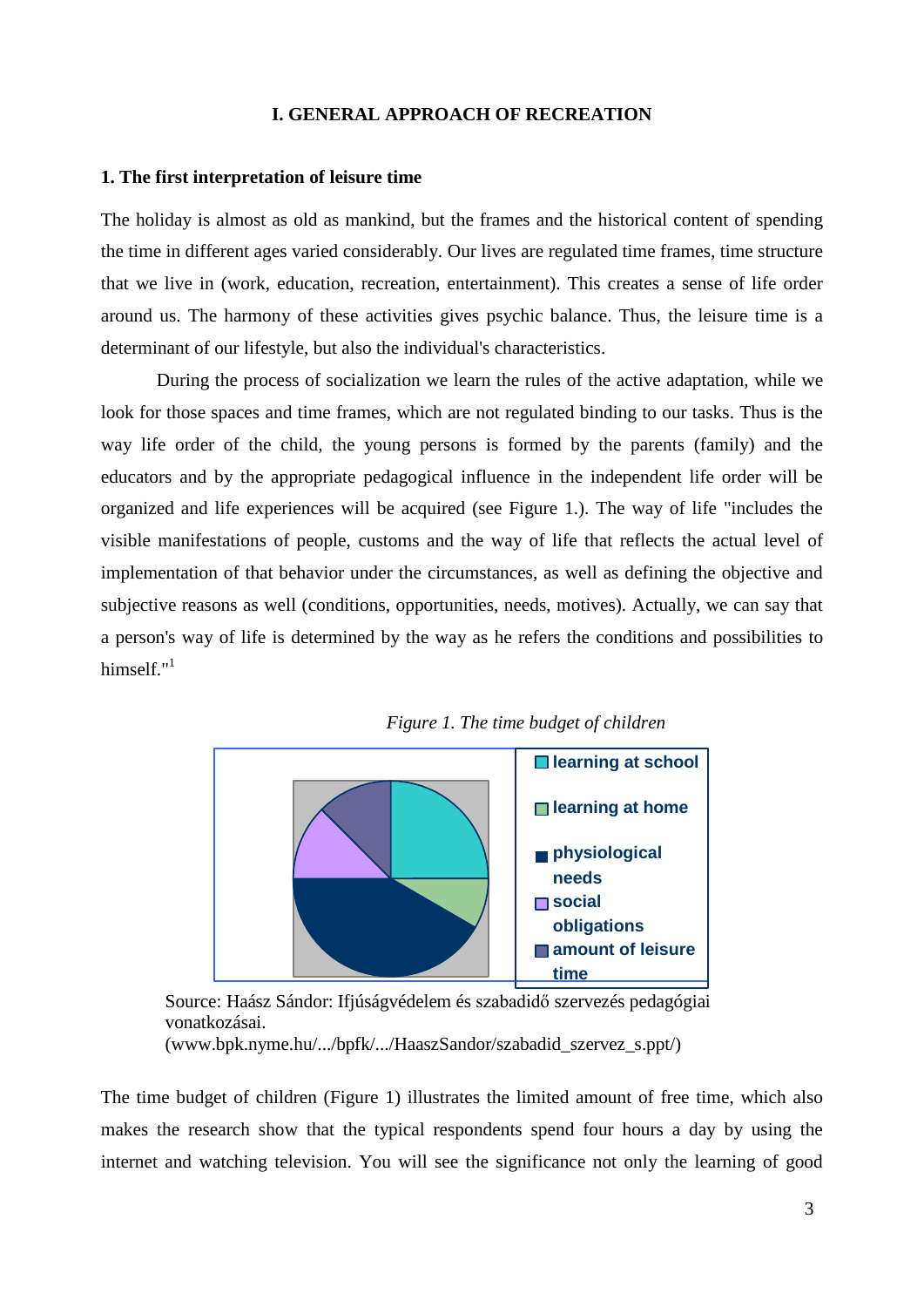# I. GENERAL APPROACH OF RECREATION

## 1. The first interpretation of leisure time

The holiday is almost as old as mankind, but the frames and the historical content of spending the time in different ages varied considerably. Our lives are regulated time frames, time structure that we live in (work, education, recreation, entertainment). This creates a sense of life order around us. The harmony of these activities gives psychic balance. Thus, the leisure time is a determinant of our lifestyle, but also the individual's characteristics.

During the process of socialization we learn the rules of the active adaptation, while we look for those spaces and time frames, which are not regulated binding to our tasks. Thus is the way life order of the child, the young persons is formed by the parents (family) and the educators and by the appropriate pedagogical influence in the independent life order will be organized and life experiences will be acquired (see Figure 1.). The way of life "includes the visible manifestations of people, customs and the way of life that reflects the actual level of implementation of that behavior under the circumstances, as well as defining the objective and subjective reasons as well (conditions, opportunities, needs, motives). Actually, we can say that a person's way of life is determined by the way as he refers the conditions and possibilities to himself."[1]

*Figure 1. The time budget of children*

- learning at school
- learning at home
- physiological needs
- social obligations
- amount of leisure time

Source: Haász Sándor: Ifjúságvédelem és szabadidő szervezés pedagógiai vonatkozásai. (www.bpk.nyme.hu/.../bpfk/.../HaaszSandor/szabadid_szervez_s.ppt/)

The time budget of children (Figure 1) illustrates the limited amount of free time, which also makes the research show that the typical respondents spend four hours a day by using the internet and watching television. You will see the significance not only the learning of good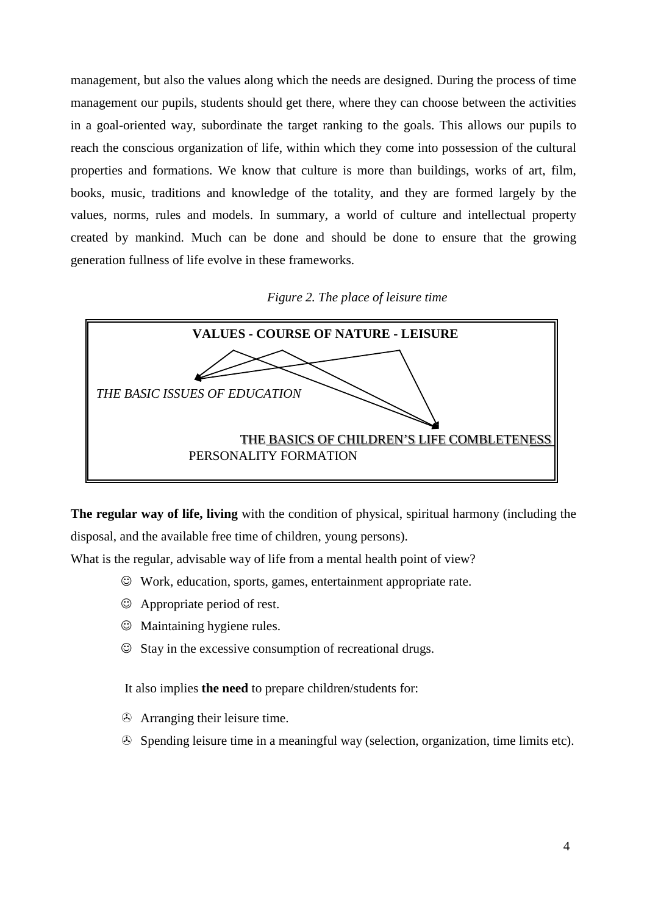management, but also the values along which the needs are designed. During the process of time management our pupils, students should get there, where they can choose between the activities in a goal-oriented way, subordinate the target ranking to the goals. This allows our pupils to reach the conscious organization of life, within which they come into possession of the cultural properties and formations. We know that culture is more than buildings, works of art, film, books, music, traditions and knowledge of the totality, and they are formed largely by the values, norms, rules and models. In summary, a world of culture and intellectual property created by mankind. Much can be done and should be done to ensure that the growing generation fullness of life evolve in these frameworks.

*Figure 2. The place of leisure time*

**VALUES - COURSE OF NATURE - LEISURE**

*THE BASIC ISSUES OF EDUCATION*

THE BASICS OF CHILDREN'S LIFE COMBLETENESS

PERSONALITY FORMATION

**The regular way of life, living** with the condition of physical, spiritual harmony (including the disposal, and the available free time of children, young persons).

What is the regular, advisable way of life from a mental health point of view?

- ☺ Work, education, sports, games, entertainment appropriate rate.
- ☺ Appropriate period of rest.
- ☺ Maintaining hygiene rules.
- ☺ Stay in the excessive consumption of recreational drugs.

It also implies **the need** to prepare children/students for:

- Arranging their leisure time.
- Spending leisure time in a meaningful way (selection, organization, time limits etc).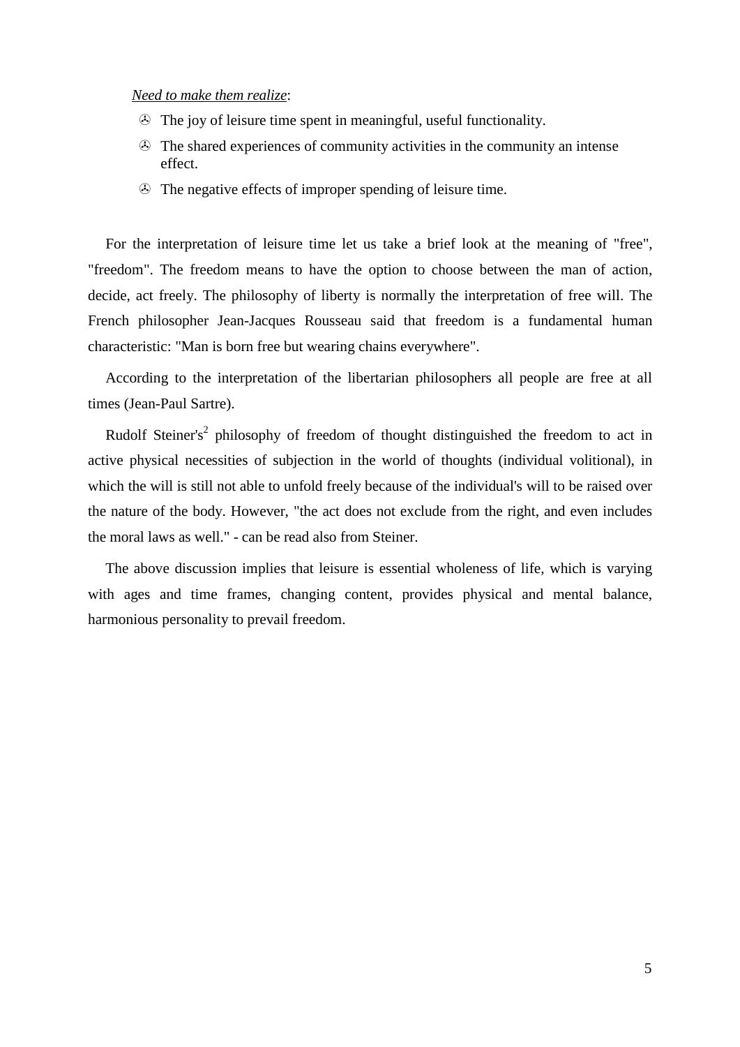*Need to make them realize*:

- The joy of leisure time spent in meaningful, useful functionality.
- The shared experiences of community activities in the community an intense effect.
- The negative effects of improper spending of leisure time.

For the interpretation of leisure time let us take a brief look at the meaning of "free", "freedom". The freedom means to have the option to choose between the man of action, decide, act freely. The philosophy of liberty is normally the interpretation of free will. The French philosopher Jean-Jacques Rousseau said that freedom is a fundamental human characteristic: "Man is born free but wearing chains everywhere".

According to the interpretation of the libertarian philosophers all people are free at all times (Jean-Paul Sartre).

Rudolf Steiner's[2] philosophy of freedom of thought distinguished the freedom to act in active physical necessities of subjection in the world of thoughts (individual volitional), in which the will is still not able to unfold freely because of the individual's will to be raised over the nature of the body. However, "the act does not exclude from the right, and even includes the moral laws as well." - can be read also from Steiner.

The above discussion implies that leisure is essential wholeness of life, which is varying with ages and time frames, changing content, provides physical and mental balance, harmonious personality to prevail freedom.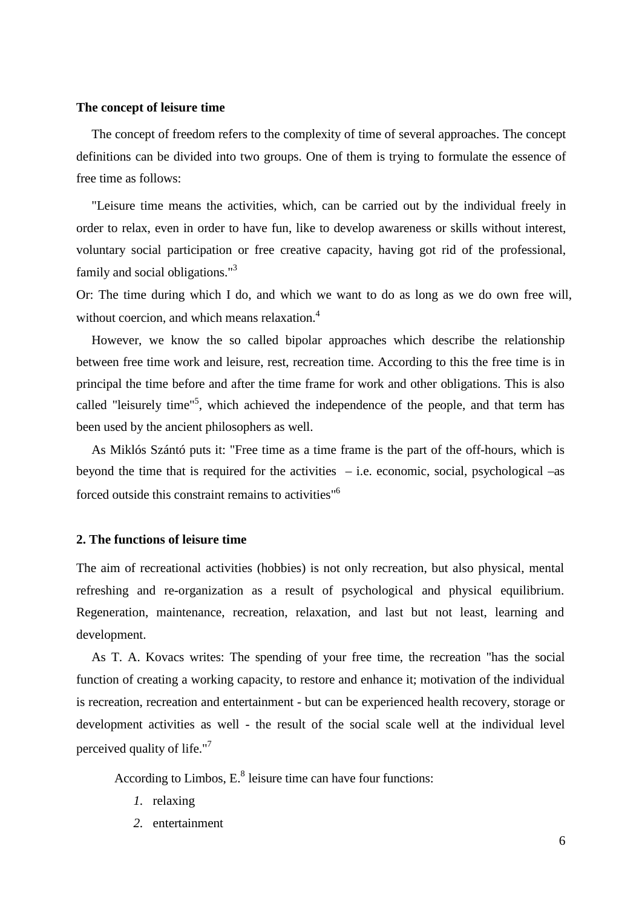**The concept of leisure time**

The concept of freedom refers to the complexity of time of several approaches. The concept definitions can be divided into two groups. One of them is trying to formulate the essence of free time as follows:

"Leisure time means the activities, which, can be carried out by the individual freely in order to relax, even in order to have fun, like to develop awareness or skills without interest, voluntary social participation or free creative capacity, having got rid of the professional, family and social obligations."[3]

Or: The time during which I do, and which we want to do as long as we do own free will, without coercion, and which means relaxation.[4]

However, we know the so called bipolar approaches which describe the relationship between free time work and leisure, rest, recreation time. According to this the free time is in principal the time before and after the time frame for work and other obligations. This is also called "leisurely time"[5], which achieved the independence of the people, and that term has been used by the ancient philosophers as well.

As Miklós Szántó puts it: "Free time as a time frame is the part of the off-hours, which is beyond the time that is required for the activities – i.e. economic, social, psychological –as forced outside this constraint remains to activities"[6]

**2. The functions of leisure time**

The aim of recreational activities (hobbies) is not only recreation, but also physical, mental refreshing and re-organization as a result of psychological and physical equilibrium. Regeneration, maintenance, recreation, relaxation, and last but not least, learning and development.

As T. A. Kovacs writes: The spending of your free time, the recreation "has the social function of creating a working capacity, to restore and enhance it; motivation of the individual is recreation, recreation and entertainment - but can be experienced health recovery, storage or development activities as well - the result of the social scale well at the individual level perceived quality of life."[7]

According to Limbos, E.[8] leisure time can have four functions:

1. relaxing
2. entertainment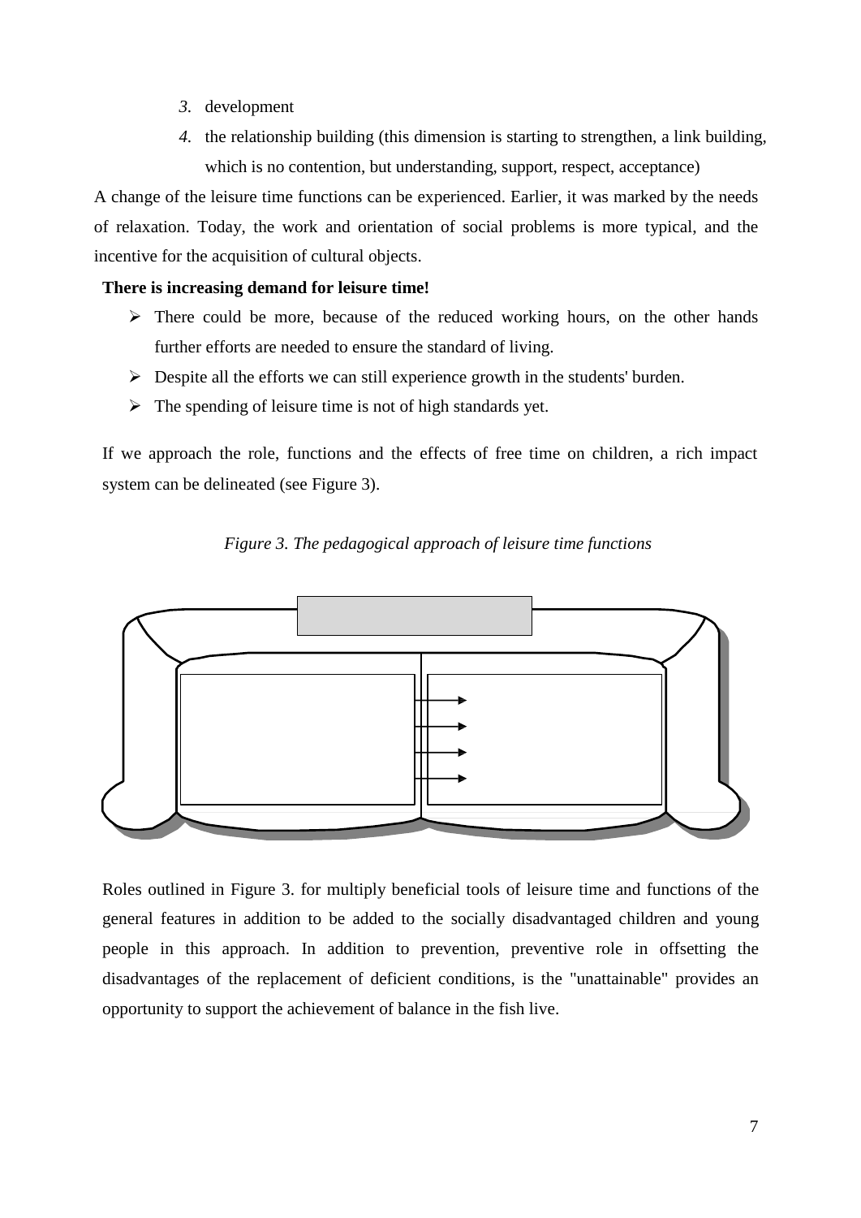3. development
4. the relationship building (this dimension is starting to strengthen, a link building, which is no contention, but understanding, support, respect, acceptance)

A change of the leisure time functions can be experienced. Earlier, it was marked by the needs of relaxation. Today, the work and orientation of social problems is more typical, and the incentive for the acquisition of cultural objects.

**There is increasing demand for leisure time!**

- There could be more, because of the reduced working hours, on the other hands further efforts are needed to ensure the standard of living.
- Despite all the efforts we can still experience growth in the students' burden.
- The spending of leisure time is not of high standards yet.

If we approach the role, functions and the effects of free time on children, a rich impact system can be delineated (see Figure 3).

*Figure 3. The pedagogical approach of leisure time functions*

Roles outlined in Figure 3. for multiply beneficial tools of leisure time and functions of the general features in addition to be added to the socially disadvantaged children and young people in this approach. In addition to prevention, preventive role in offsetting the disadvantages of the replacement of deficient conditions, is the "unattainable" provides an opportunity to support the achievement of balance in the fish live.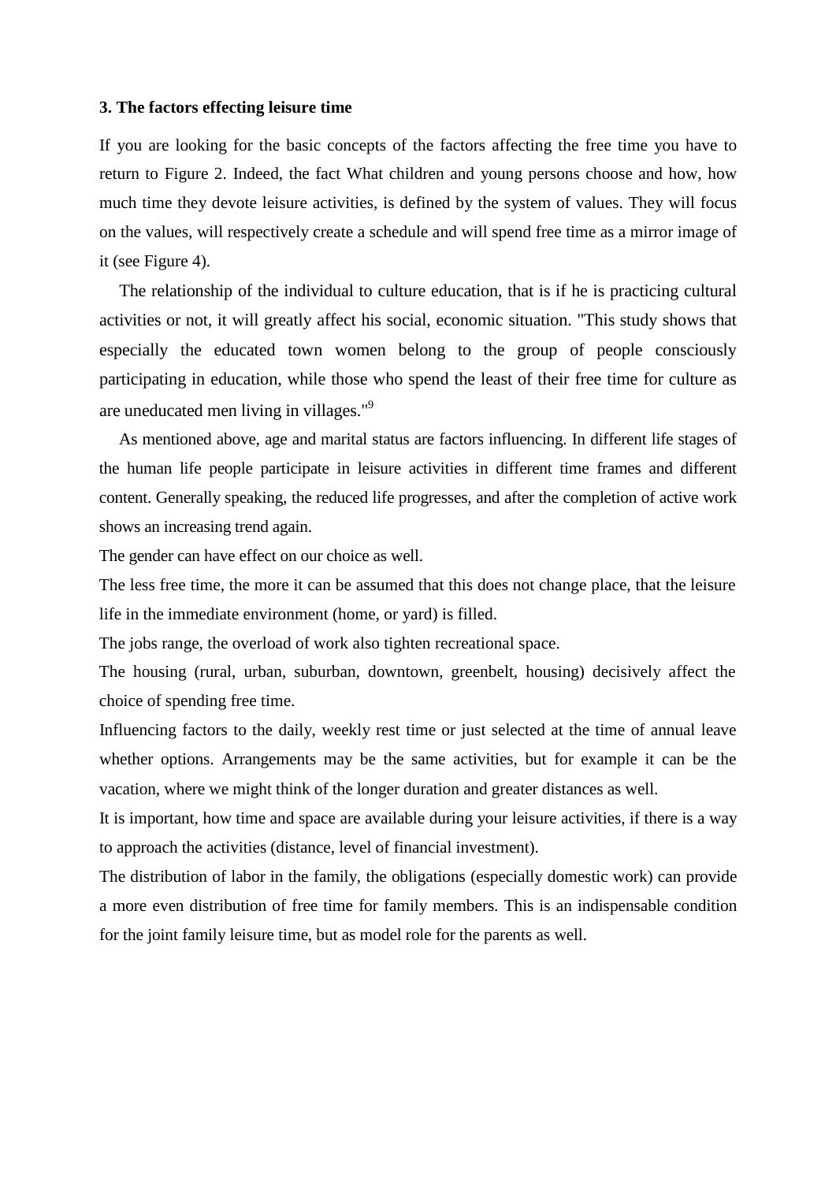### 3. The factors effecting leisure time

If you are looking for the basic concepts of the factors affecting the free time you have to return to Figure 2. Indeed, the fact What children and young persons choose and how, how much time they devote leisure activities, is defined by the system of values. They will focus on the values, will respectively create a schedule and will spend free time as a mirror image of it (see Figure 4).

The relationship of the individual to culture education, that is if he is practicing cultural activities or not, it will greatly affect his social, economic situation. "This study shows that especially the educated town women belong to the group of people consciously participating in education, while those who spend the least of their free time for culture as are uneducated men living in villages."[9]

As mentioned above, age and marital status are factors influencing. In different life stages of the human life people participate in leisure activities in different time frames and different content. Generally speaking, the reduced life progresses, and after the completion of active work shows an increasing trend again.

The gender can have effect on our choice as well.

The less free time, the more it can be assumed that this does not change place, that the leisure life in the immediate environment (home, or yard) is filled.

The jobs range, the overload of work also tighten recreational space.

The housing (rural, urban, suburban, downtown, greenbelt, housing) decisively affect the choice of spending free time.

Influencing factors to the daily, weekly rest time or just selected at the time of annual leave whether options. Arrangements may be the same activities, but for example it can be the vacation, where we might think of the longer duration and greater distances as well.

It is important, how time and space are available during your leisure activities, if there is a way to approach the activities (distance, level of financial investment).

The distribution of labor in the family, the obligations (especially domestic work) can provide a more even distribution of free time for family members. This is an indispensable condition for the joint family leisure time, but as model role for the parents as well.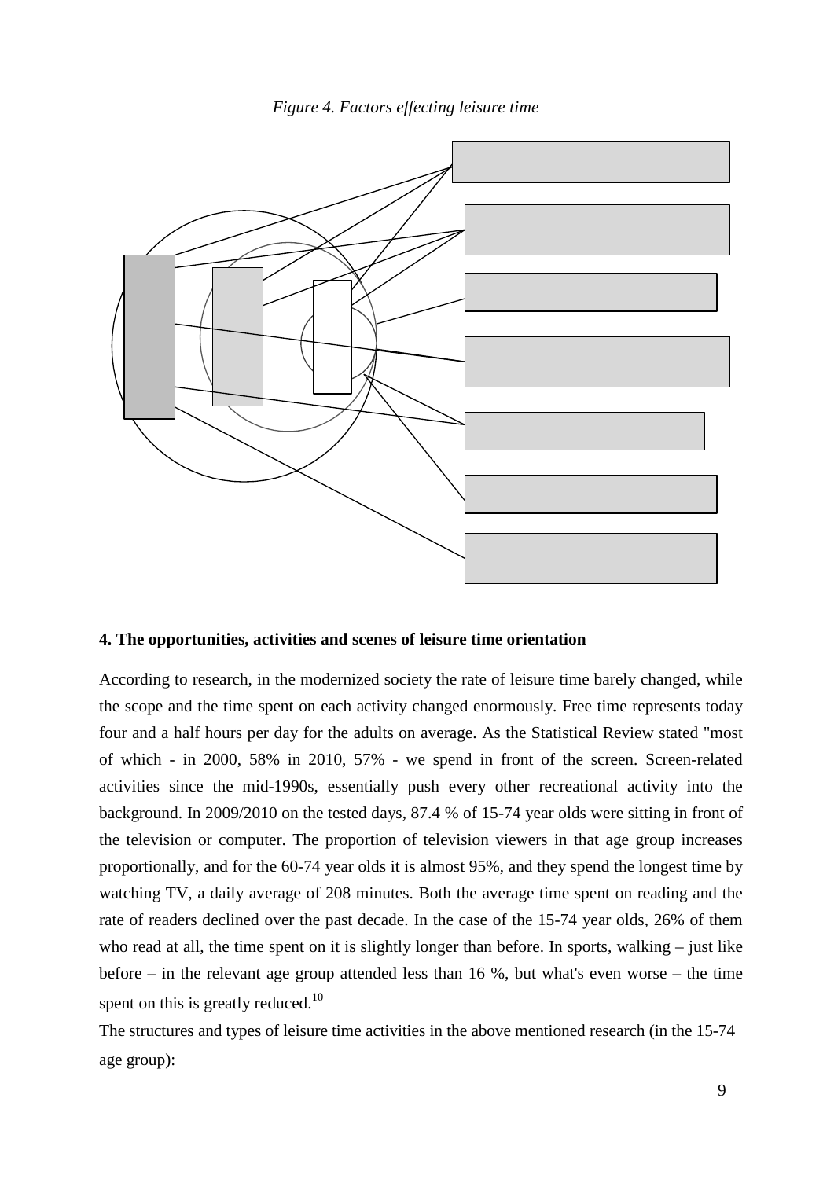*Figure 4. Factors effecting leisure time*

## 4. The opportunities, activities and scenes of leisure time orientation

According to research, in the modernized society the rate of leisure time barely changed, while the scope and the time spent on each activity changed enormously. Free time represents today four and a half hours per day for the adults on average. As the Statistical Review stated "most of which - in 2000, 58% in 2010, 57% - we spend in front of the screen. Screen-related activities since the mid-1990s, essentially push every other recreational activity into the background. In 2009/2010 on the tested days, 87.4 % of 15-74 year olds were sitting in front of the television or computer. The proportion of television viewers in that age group increases proportionally, and for the 60-74 year olds it is almost 95%, and they spend the longest time by watching TV, a daily average of 208 minutes. Both the average time spent on reading and the rate of readers declined over the past decade. In the case of the 15-74 year olds, 26% of them who read at all, the time spent on it is slightly longer than before. In sports, walking – just like before – in the relevant age group attended less than 16 %, but what's even worse – the time spent on this is greatly reduced.[10]

The structures and types of leisure time activities in the above mentioned research (in the 15-74 age group):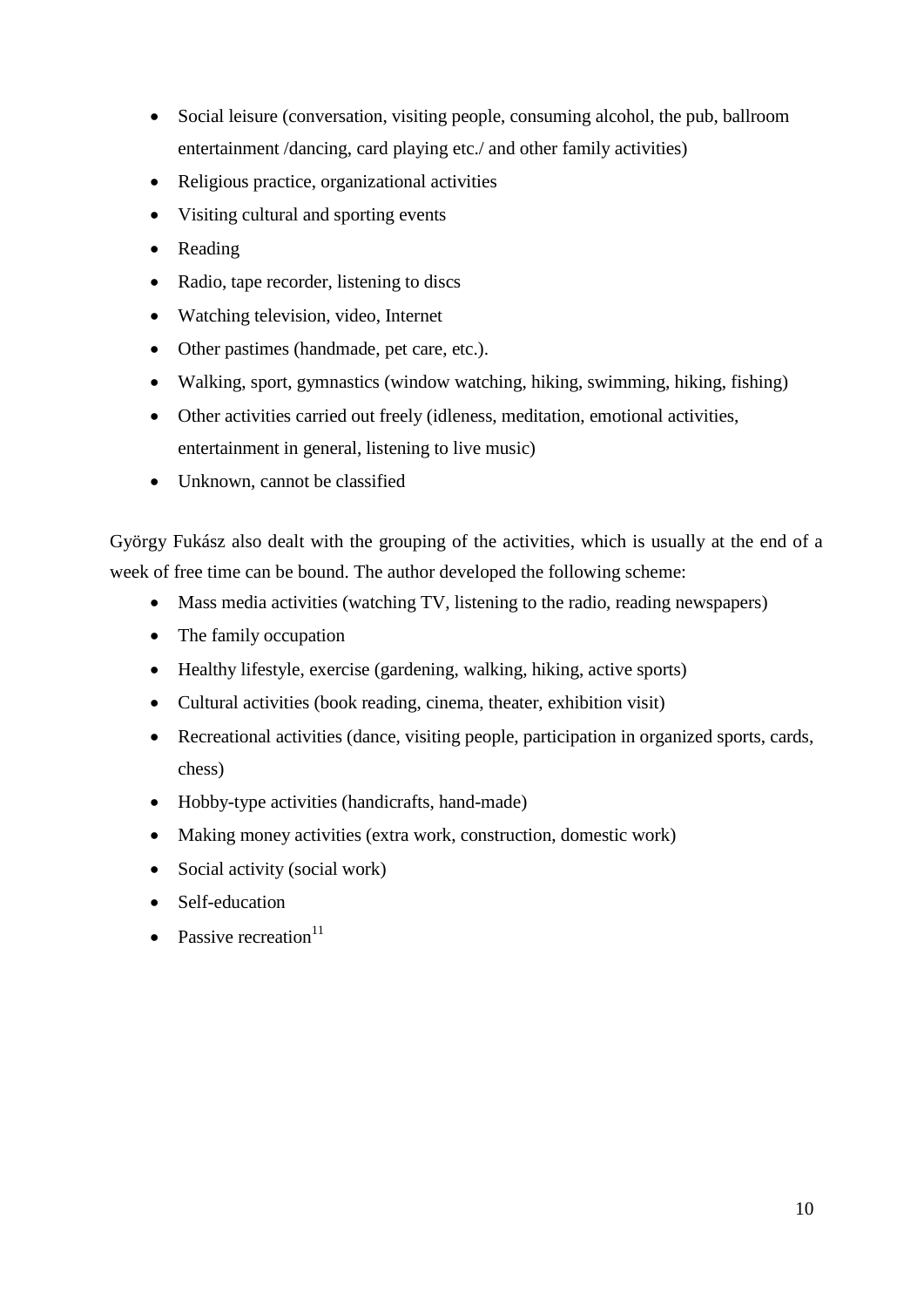- Social leisure (conversation, visiting people, consuming alcohol, the pub, ballroom entertainment /dancing, card playing etc./ and other family activities)
- Religious practice, organizational activities
- Visiting cultural and sporting events
- Reading
- Radio, tape recorder, listening to discs
- Watching television, video, Internet
- Other pastimes (handmade, pet care, etc.).
- Walking, sport, gymnastics (window watching, hiking, swimming, hiking, fishing)
- Other activities carried out freely (idleness, meditation, emotional activities, entertainment in general, listening to live music)
- Unknown, cannot be classified

György Fukász also dealt with the grouping of the activities, which is usually at the end of a week of free time can be bound. The author developed the following scheme:

- Mass media activities (watching TV, listening to the radio, reading newspapers)
- The family occupation
- Healthy lifestyle, exercise (gardening, walking, hiking, active sports)
- Cultural activities (book reading, cinema, theater, exhibition visit)
- Recreational activities (dance, visiting people, participation in organized sports, cards, chess)
- Hobby-type activities (handicrafts, hand-made)
- Making money activities (extra work, construction, domestic work)
- Social activity (social work)
- Self-education
- Passive recreation[11]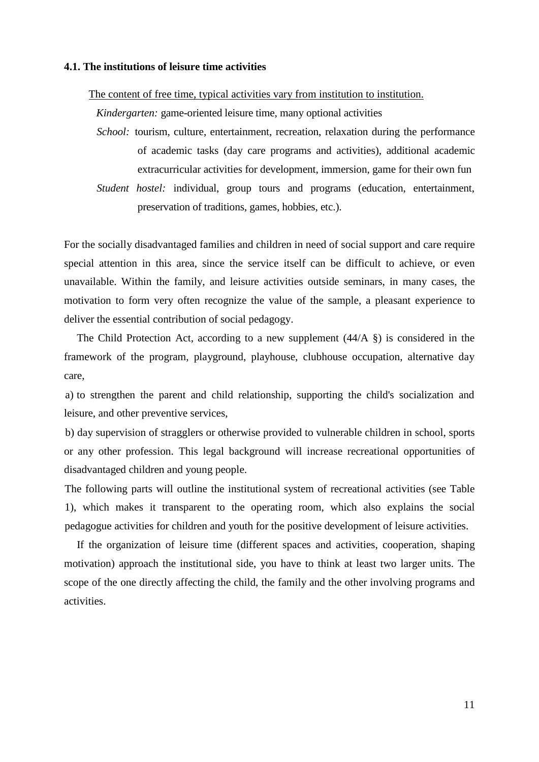### 4.1. The institutions of leisure time activities

The content of free time, typical activities vary from institution to institution.

*Kindergarten:* game-oriented leisure time, many optional activities

*School:* tourism, culture, entertainment, recreation, relaxation during the performance of academic tasks (day care programs and activities), additional academic extracurricular activities for development, immersion, game for their own fun

*Student hostel:* individual, group tours and programs (education, entertainment, preservation of traditions, games, hobbies, etc.).

For the socially disadvantaged families and children in need of social support and care require special attention in this area, since the service itself can be difficult to achieve, or even unavailable. Within the family, and leisure activities outside seminars, in many cases, the motivation to form very often recognize the value of the sample, a pleasant experience to deliver the essential contribution of social pedagogy.

The Child Protection Act, according to a new supplement (44/A §) is considered in the framework of the program, playground, playhouse, clubhouse occupation, alternative day care,

a) to strengthen the parent and child relationship, supporting the child's socialization and leisure, and other preventive services,

b) day supervision of stragglers or otherwise provided to vulnerable children in school, sports or any other profession. This legal background will increase recreational opportunities of disadvantaged children and young people.

The following parts will outline the institutional system of recreational activities (see Table 1), which makes it transparent to the operating room, which also explains the social pedagogue activities for children and youth for the positive development of leisure activities.

If the organization of leisure time (different spaces and activities, cooperation, shaping motivation) approach the institutional side, you have to think at least two larger units. The scope of the one directly affecting the child, the family and the other involving programs and activities.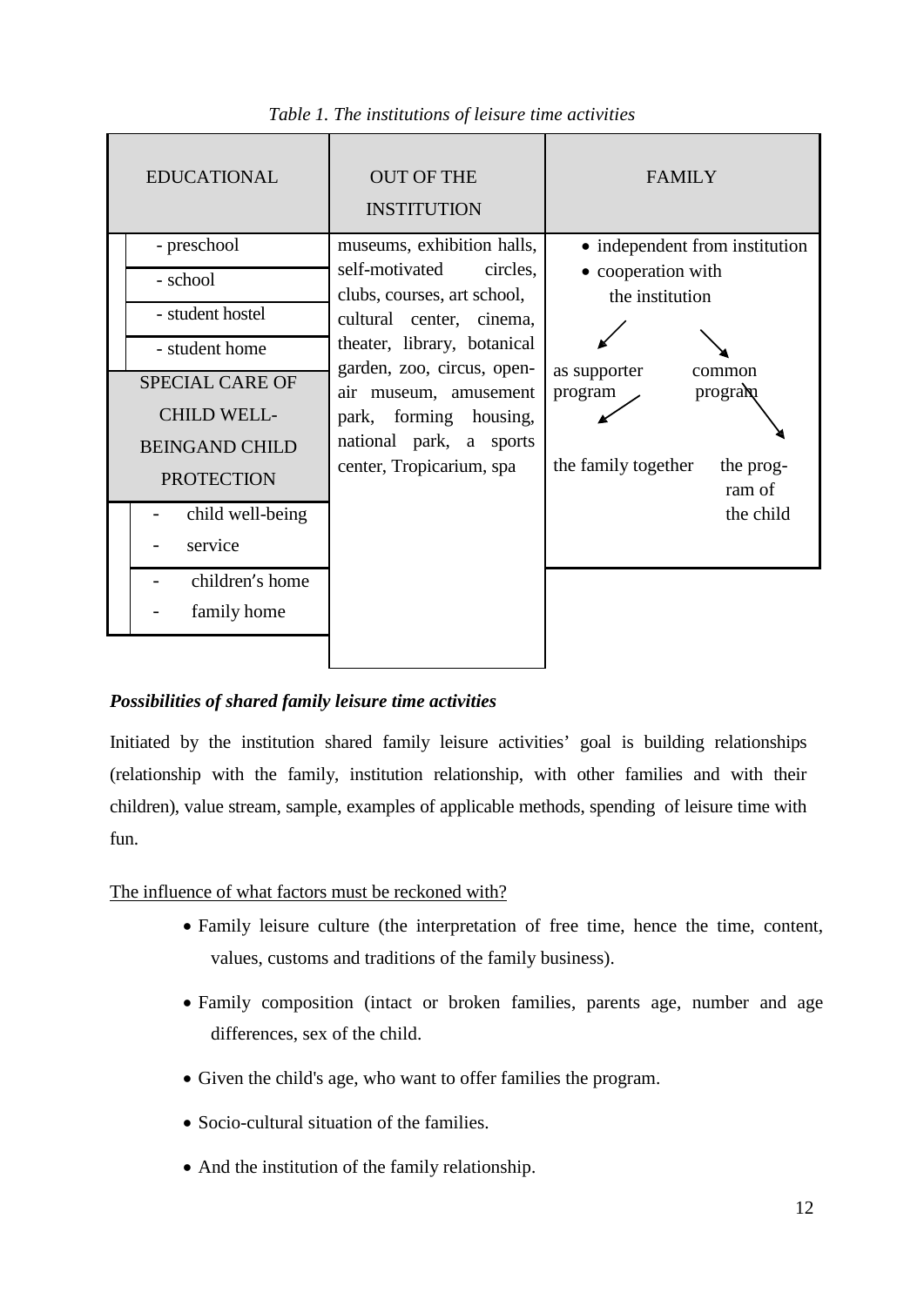*Table 1. The institutions of leisure time activities*

| EDUCATIONAL | OUT OF THE INSTITUTION | FAMILY |
|---|---|---|
| - preschool<br>- school<br>- student hostel<br>- student home<br>**SPECIAL CARE OF CHILD WELL-BEINGAND CHILD PROTECTION**<br>- child well-being<br>- service<br>- children's home<br>- family home | museums, exhibition halls, self-motivated circles, clubs, courses, art school, cultural center, cinema, theater, library, botanical garden, zoo, circus, open-air museum, amusement park, forming housing, national park, a sports center, Tropicarium, spa | • independent from institution<br>• cooperation with the institution<br>↙ as supporter program ↘ common program<br>↙ the family together ↘ the prog-ram of the child |

***Possibilities of shared family leisure time activities***

Initiated by the institution shared family leisure activities' goal is building relationships (relationship with the family, institution relationship, with other families and with their children), value stream, sample, examples of applicable methods, spending of leisure time with fun.

The influence of what factors must be reckoned with?

- Family leisure culture (the interpretation of free time, hence the time, content, values, customs and traditions of the family business).
- Family composition (intact or broken families, parents age, number and age differences, sex of the child.
- Given the child's age, who want to offer families the program.
- Socio-cultural situation of the families.
- And the institution of the family relationship.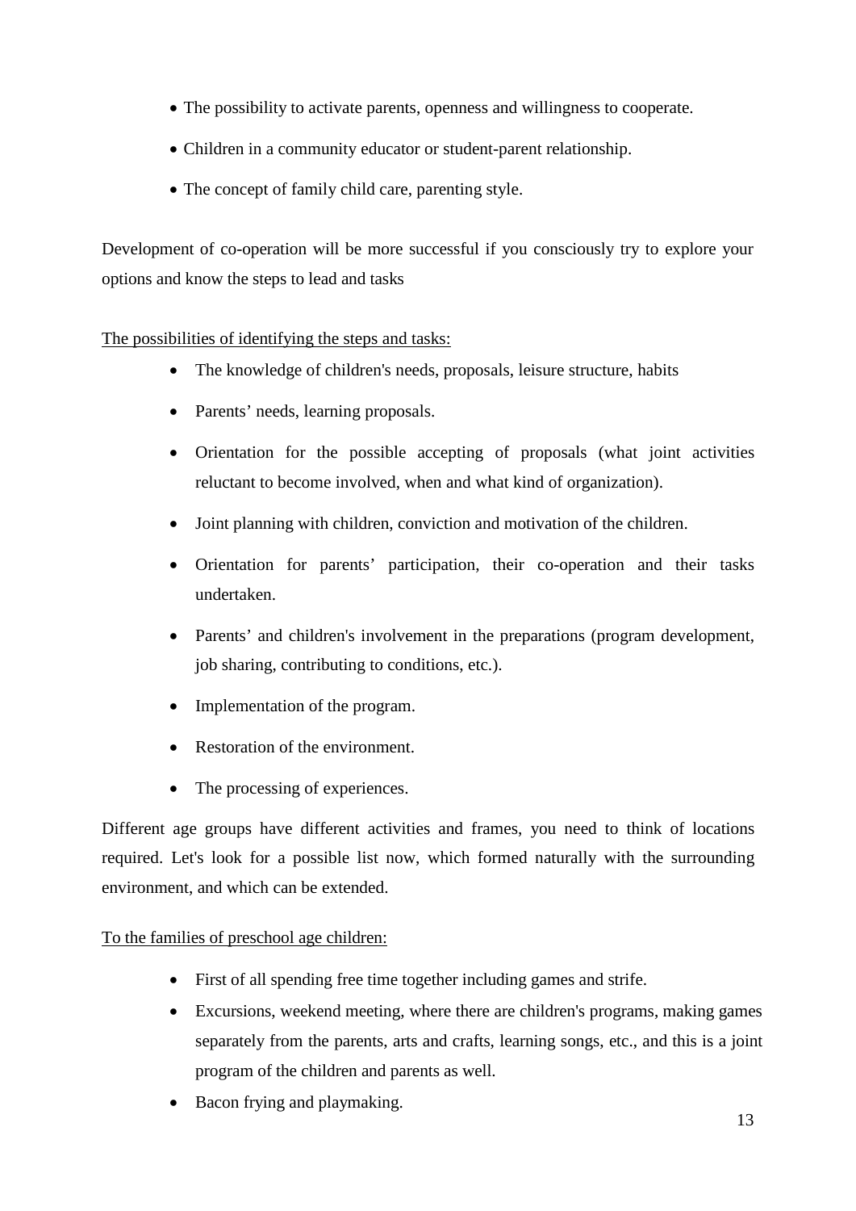- The possibility to activate parents, openness and willingness to cooperate.
- Children in a community educator or student-parent relationship.
- The concept of family child care, parenting style.

Development of co-operation will be more successful if you consciously try to explore your options and know the steps to lead and tasks

<u>The possibilities of identifying the steps and tasks:</u>

- The knowledge of children's needs, proposals, leisure structure, habits
- Parents' needs, learning proposals.
- Orientation for the possible accepting of proposals (what joint activities reluctant to become involved, when and what kind of organization).
- Joint planning with children, conviction and motivation of the children.
- Orientation for parents' participation, their co-operation and their tasks undertaken.
- Parents' and children's involvement in the preparations (program development, job sharing, contributing to conditions, etc.).
- Implementation of the program.
- Restoration of the environment.
- The processing of experiences.

Different age groups have different activities and frames, you need to think of locations required. Let's look for a possible list now, which formed naturally with the surrounding environment, and which can be extended.

<u>To the families of preschool age children:</u>

- First of all spending free time together including games and strife.
- Excursions, weekend meeting, where there are children's programs, making games separately from the parents, arts and crafts, learning songs, etc., and this is a joint program of the children and parents as well.
- Bacon frying and playmaking.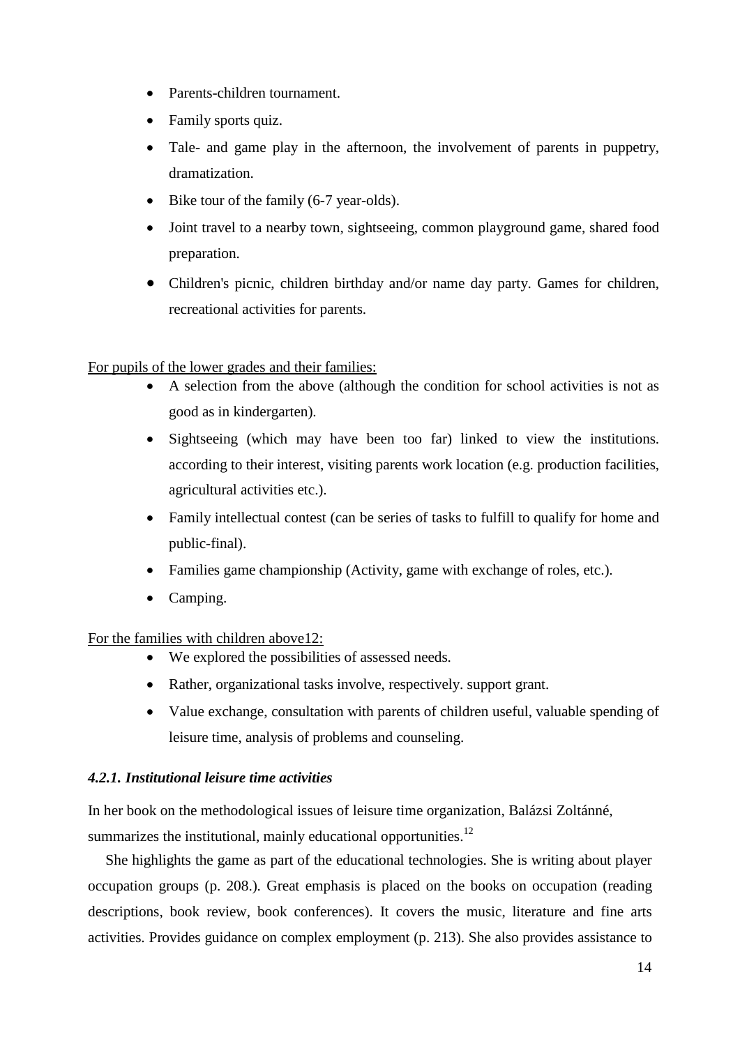- Parents-children tournament.
- Family sports quiz.
- Tale- and game play in the afternoon, the involvement of parents in puppetry, dramatization.
- Bike tour of the family (6-7 year-olds).
- Joint travel to a nearby town, sightseeing, common playground game, shared food preparation.
- Children's picnic, children birthday and/or name day party. Games for children, recreational activities for parents.

For pupils of the lower grades and their families:

- A selection from the above (although the condition for school activities is not as good as in kindergarten).
- Sightseeing (which may have been too far) linked to view the institutions. according to their interest, visiting parents work location (e.g. production facilities, agricultural activities etc.).
- Family intellectual contest (can be series of tasks to fulfill to qualify for home and public-final).
- Families game championship (Activity, game with exchange of roles, etc.).
- Camping.

For the families with children above12:

- We explored the possibilities of assessed needs.
- Rather, organizational tasks involve, respectively. support grant.
- Value exchange, consultation with parents of children useful, valuable spending of leisure time, analysis of problems and counseling.

#### *4.2.1. Institutional leisure time activities*

In her book on the methodological issues of leisure time organization, Balázsi Zoltánné, summarizes the institutional, mainly educational opportunities.[12]

She highlights the game as part of the educational technologies. She is writing about player occupation groups (p. 208.). Great emphasis is placed on the books on occupation (reading descriptions, book review, book conferences). It covers the music, literature and fine arts activities. Provides guidance on complex employment (p. 213). She also provides assistance to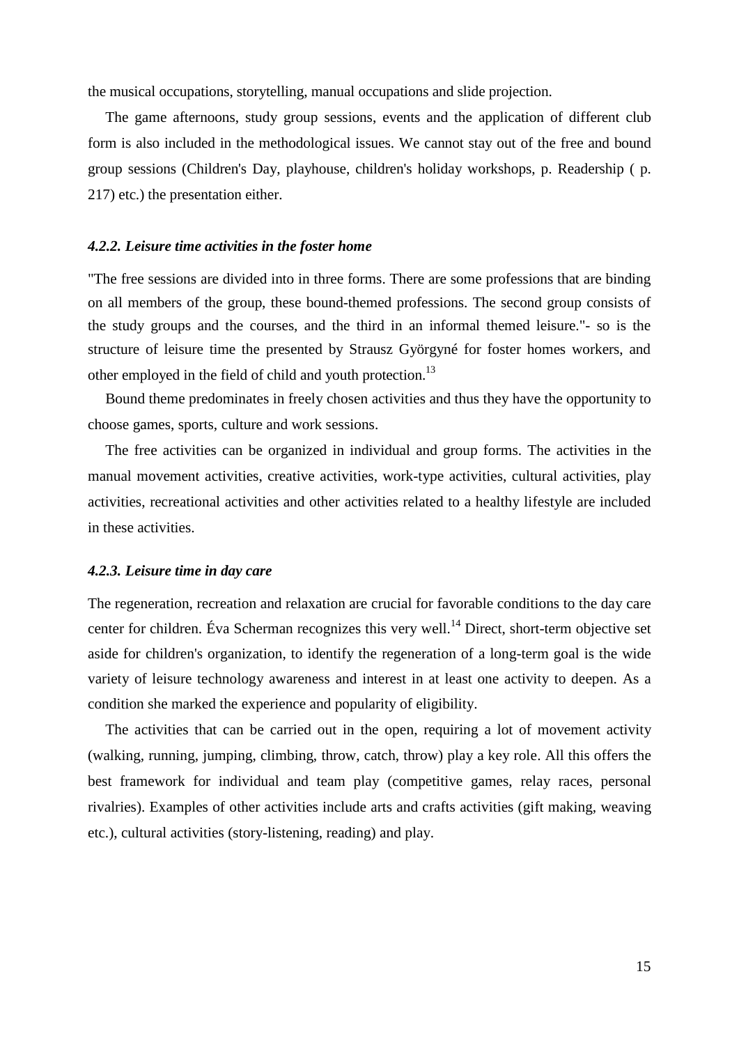the musical occupations, storytelling, manual occupations and slide projection.

The game afternoons, study group sessions, events and the application of different club form is also included in the methodological issues. We cannot stay out of the free and bound group sessions (Children's Day, playhouse, children's holiday workshops, p. Readership ( p. 217) etc.) the presentation either.

### *4.2.2. Leisure time activities in the foster home*

"The free sessions are divided into in three forms. There are some professions that are binding on all members of the group, these bound-themed professions. The second group consists of the study groups and the courses, and the third in an informal themed leisure."- so is the structure of leisure time the presented by Strausz Györgyné for foster homes workers, and other employed in the field of child and youth protection.[13]

Bound theme predominates in freely chosen activities and thus they have the opportunity to choose games, sports, culture and work sessions.

The free activities can be organized in individual and group forms. The activities in the manual movement activities, creative activities, work-type activities, cultural activities, play activities, recreational activities and other activities related to a healthy lifestyle are included in these activities.

### *4.2.3. Leisure time in day care*

The regeneration, recreation and relaxation are crucial for favorable conditions to the day care center for children. Éva Scherman recognizes this very well.[14] Direct, short-term objective set aside for children's organization, to identify the regeneration of a long-term goal is the wide variety of leisure technology awareness and interest in at least one activity to deepen. As a condition she marked the experience and popularity of eligibility.

The activities that can be carried out in the open, requiring a lot of movement activity (walking, running, jumping, climbing, throw, catch, throw) play a key role. All this offers the best framework for individual and team play (competitive games, relay races, personal rivalries). Examples of other activities include arts and crafts activities (gift making, weaving etc.), cultural activities (story-listening, reading) and play.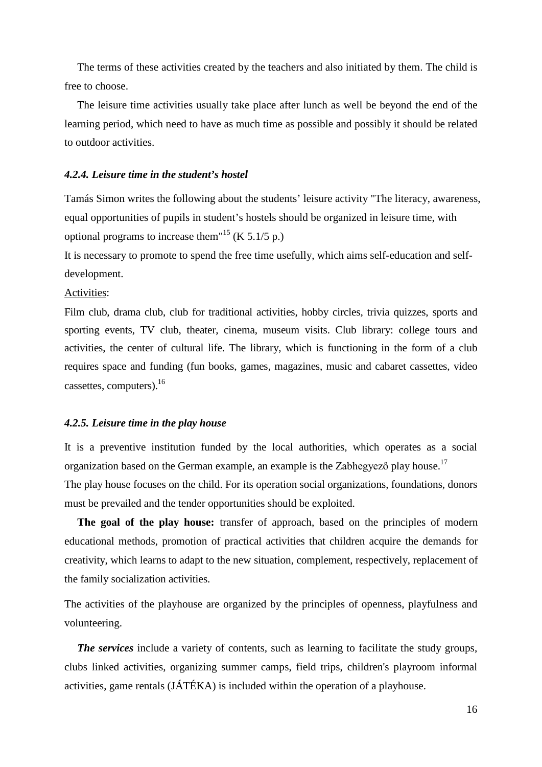The terms of these activities created by the teachers and also initiated by them. The child is free to choose.

The leisure time activities usually take place after lunch as well be beyond the end of the learning period, which need to have as much time as possible and possibly it should be related to outdoor activities.

#### *4.2.4. Leisure time in the student's hostel*

Tamás Simon writes the following about the students' leisure activity "The literacy, awareness, equal opportunities of pupils in student's hostels should be organized in leisure time, with optional programs to increase them"[15] (K 5.1/5 p.)

It is necessary to promote to spend the free time usefully, which aims self-education and self-development.

Activities:

Film club, drama club, club for traditional activities, hobby circles, trivia quizzes, sports and sporting events, TV club, theater, cinema, museum visits. Club library: college tours and activities, the center of cultural life. The library, which is functioning in the form of a club requires space and funding (fun books, games, magazines, music and cabaret cassettes, video cassettes, computers).[16]

#### *4.2.5. Leisure time in the play house*

It is a preventive institution funded by the local authorities, which operates as a social organization based on the German example, an example is the Zabhegyező play house.[17]

The play house focuses on the child. For its operation social organizations, foundations, donors must be prevailed and the tender opportunities should be exploited.

**The goal of the play house:** transfer of approach, based on the principles of modern educational methods, promotion of practical activities that children acquire the demands for creativity, which learns to adapt to the new situation, complement, respectively, replacement of the family socialization activities.

The activities of the playhouse are organized by the principles of openness, playfulness and volunteering.

***The services*** include a variety of contents, such as learning to facilitate the study groups, clubs linked activities, organizing summer camps, field trips, children's playroom informal activities, game rentals (JÁTÉKA) is included within the operation of a playhouse.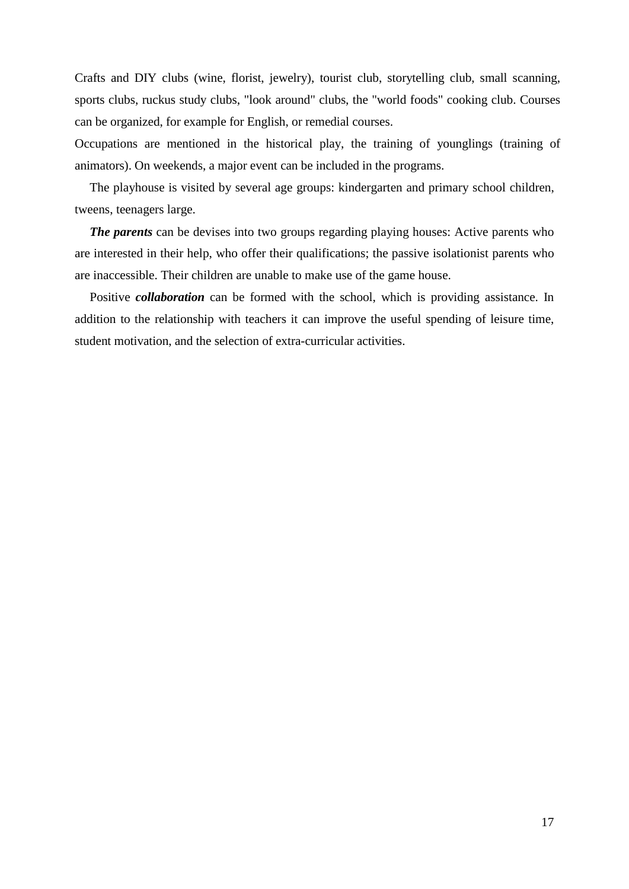Crafts and DIY clubs (wine, florist, jewelry), tourist club, storytelling club, small scanning, sports clubs, ruckus study clubs, "look around" clubs, the "world foods" cooking club. Courses can be organized, for example for English, or remedial courses.

Occupations are mentioned in the historical play, the training of younglings (training of animators). On weekends, a major event can be included in the programs.

The playhouse is visited by several age groups: kindergarten and primary school children, tweens, teenagers large.

***The parents*** can be devises into two groups regarding playing houses: Active parents who are interested in their help, who offer their qualifications; the passive isolationist parents who are inaccessible. Their children are unable to make use of the game house.

Positive ***collaboration*** can be formed with the school, which is providing assistance. In addition to the relationship with teachers it can improve the useful spending of leisure time, student motivation, and the selection of extra-curricular activities.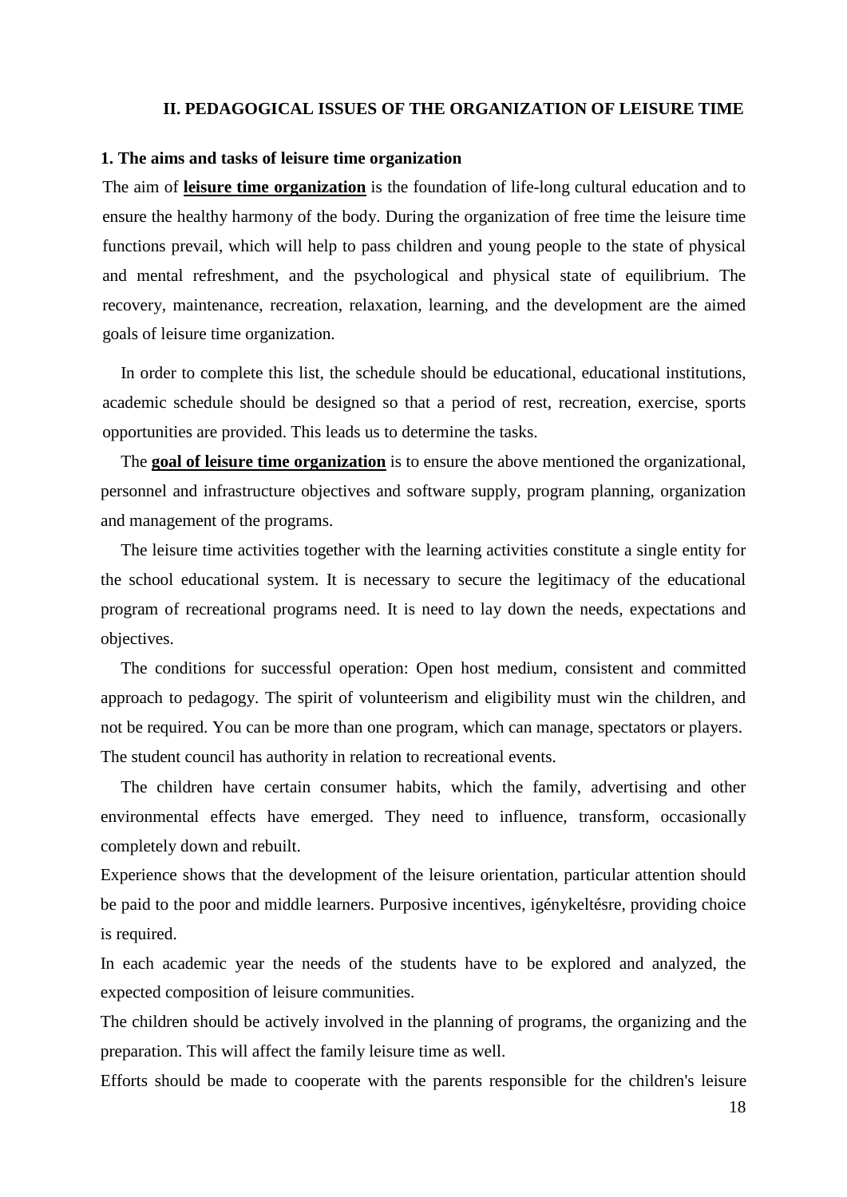## II. PEDAGOGICAL ISSUES OF THE ORGANIZATION OF LEISURE TIME

### 1. The aims and tasks of leisure time organization

The aim of **leisure time organization** is the foundation of life-long cultural education and to ensure the healthy harmony of the body. During the organization of free time the leisure time functions prevail, which will help to pass children and young people to the state of physical and mental refreshment, and the psychological and physical state of equilibrium. The recovery, maintenance, recreation, relaxation, learning, and the development are the aimed goals of leisure time organization.

In order to complete this list, the schedule should be educational, educational institutions, academic schedule should be designed so that a period of rest, recreation, exercise, sports opportunities are provided. This leads us to determine the tasks.

The **goal of leisure time organization** is to ensure the above mentioned the organizational, personnel and infrastructure objectives and software supply, program planning, organization and management of the programs.

The leisure time activities together with the learning activities constitute a single entity for the school educational system. It is necessary to secure the legitimacy of the educational program of recreational programs need. It is need to lay down the needs, expectations and objectives.

The conditions for successful operation: Open host medium, consistent and committed approach to pedagogy. The spirit of volunteerism and eligibility must win the children, and not be required. You can be more than one program, which can manage, spectators or players. The student council has authority in relation to recreational events.

The children have certain consumer habits, which the family, advertising and other environmental effects have emerged. They need to influence, transform, occasionally completely down and rebuilt.

Experience shows that the development of the leisure orientation, particular attention should be paid to the poor and middle learners. Purposive incentives, igénykeltésre, providing choice is required.

In each academic year the needs of the students have to be explored and analyzed, the expected composition of leisure communities.

The children should be actively involved in the planning of programs, the organizing and the preparation. This will affect the family leisure time as well.

Efforts should be made to cooperate with the parents responsible for the children's leisure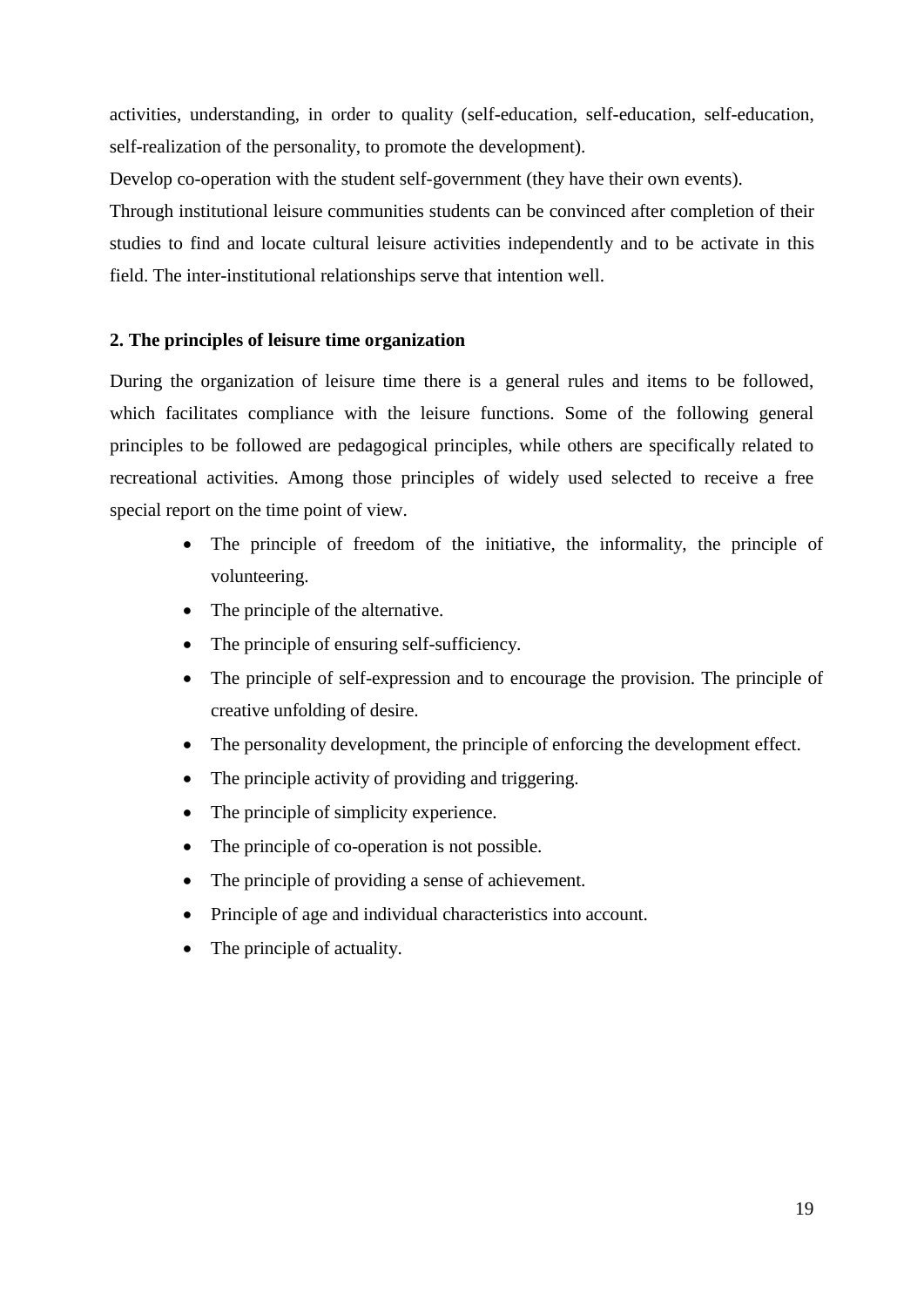activities, understanding, in order to quality (self-education, self-education, self-education, self-realization of the personality, to promote the development).

Develop co-operation with the student self-government (they have their own events).

Through institutional leisure communities students can be convinced after completion of their studies to find and locate cultural leisure activities independently and to be activate in this field. The inter-institutional relationships serve that intention well.

### 2. The principles of leisure time organization

During the organization of leisure time there is a general rules and items to be followed, which facilitates compliance with the leisure functions. Some of the following general principles to be followed are pedagogical principles, while others are specifically related to recreational activities. Among those principles of widely used selected to receive a free special report on the time point of view.

- The principle of freedom of the initiative, the informality, the principle of volunteering.
- The principle of the alternative.
- The principle of ensuring self-sufficiency.
- The principle of self-expression and to encourage the provision. The principle of creative unfolding of desire.
- The personality development, the principle of enforcing the development effect.
- The principle activity of providing and triggering.
- The principle of simplicity experience.
- The principle of co-operation is not possible.
- The principle of providing a sense of achievement.
- Principle of age and individual characteristics into account.
- The principle of actuality.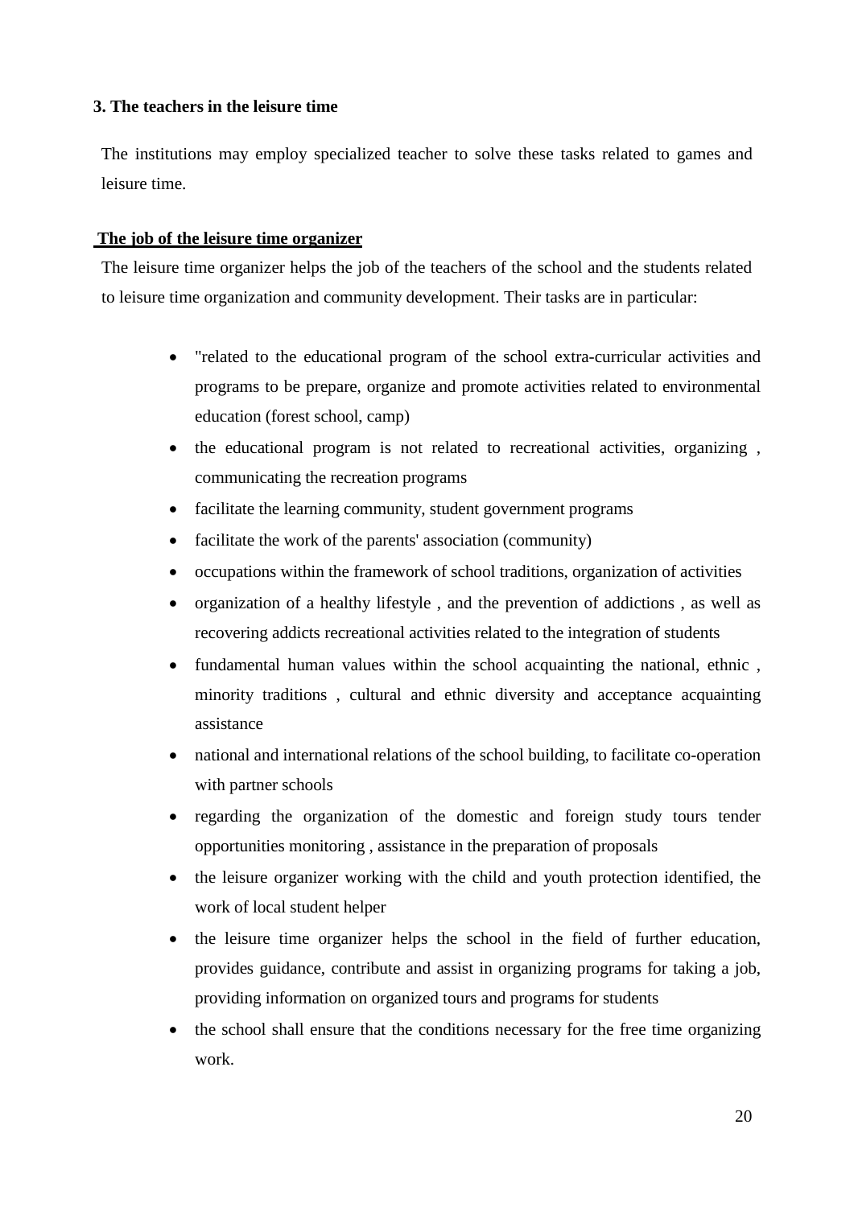### 3. The teachers in the leisure time

The institutions may employ specialized teacher to solve these tasks related to games and leisure time.

**The job of the leisure time organizer**

The leisure time organizer helps the job of the teachers of the school and the students related to leisure time organization and community development. Their tasks are in particular:

- "related to the educational program of the school extra-curricular activities and programs to be prepare, organize and promote activities related to environmental education (forest school, camp)
- the educational program is not related to recreational activities, organizing , communicating the recreation programs
- facilitate the learning community, student government programs
- facilitate the work of the parents' association (community)
- occupations within the framework of school traditions, organization of activities
- organization of a healthy lifestyle , and the prevention of addictions , as well as recovering addicts recreational activities related to the integration of students
- fundamental human values within the school acquainting the national, ethnic , minority traditions , cultural and ethnic diversity and acceptance acquainting assistance
- national and international relations of the school building, to facilitate co-operation with partner schools
- regarding the organization of the domestic and foreign study tours tender opportunities monitoring , assistance in the preparation of proposals
- the leisure organizer working with the child and youth protection identified, the work of local student helper
- the leisure time organizer helps the school in the field of further education, provides guidance, contribute and assist in organizing programs for taking a job, providing information on organized tours and programs for students
- the school shall ensure that the conditions necessary for the free time organizing work.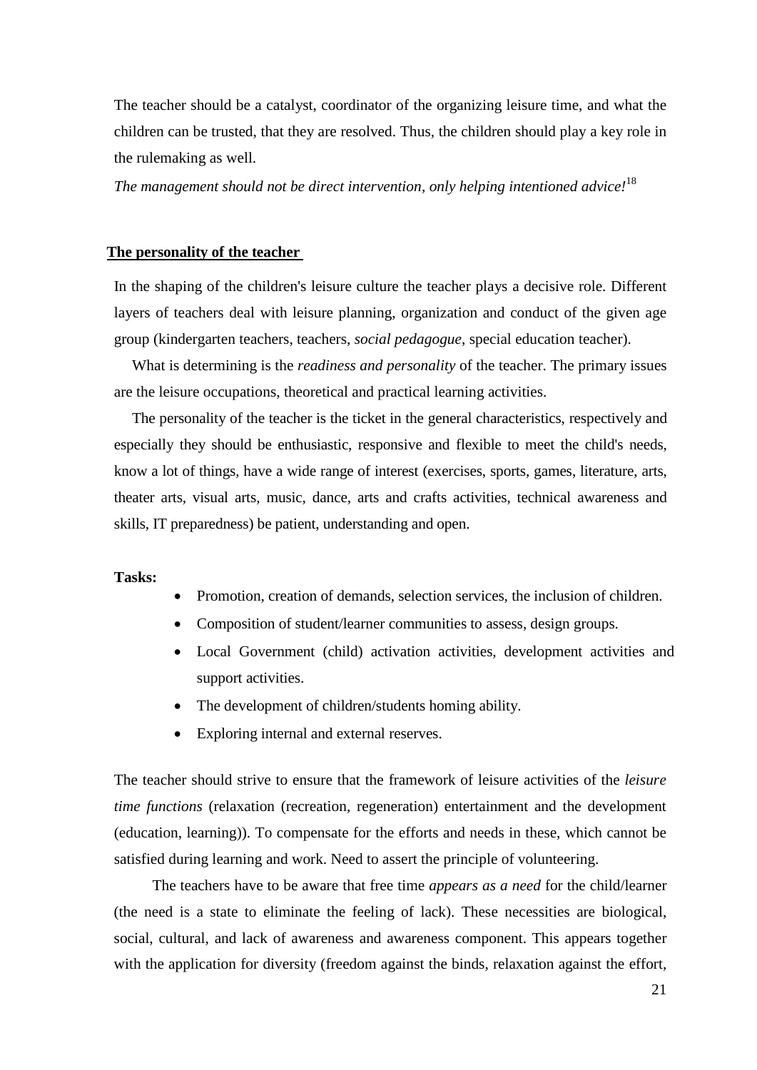The teacher should be a catalyst, coordinator of the organizing leisure time, and what the children can be trusted, that they are resolved. Thus, the children should play a key role in the rulemaking as well.

*The management should not be direct intervention, only helping intentioned advice!*[18]

## The personality of the teacher

In the shaping of the children's leisure culture the teacher plays a decisive role. Different layers of teachers deal with leisure planning, organization and conduct of the given age group (kindergarten teachers, teachers, *social pedagogue*, special education teacher).

What is determining is the *readiness and personality* of the teacher. The primary issues are the leisure occupations, theoretical and practical learning activities.

The personality of the teacher is the ticket in the general characteristics, respectively and especially they should be enthusiastic, responsive and flexible to meet the child's needs, know a lot of things, have a wide range of interest (exercises, sports, games, literature, arts, theater arts, visual arts, music, dance, arts and crafts activities, technical awareness and skills, IT preparedness) be patient, understanding and open.

**Tasks:**

- Promotion, creation of demands, selection services, the inclusion of children.
- Composition of student/learner communities to assess, design groups.
- Local Government (child) activation activities, development activities and support activities.
- The development of children/students homing ability.
- Exploring internal and external reserves.

The teacher should strive to ensure that the framework of leisure activities of the *leisure time functions* (relaxation (recreation, regeneration) entertainment and the development (education, learning)). To compensate for the efforts and needs in these, which cannot be satisfied during learning and work. Need to assert the principle of volunteering.

The teachers have to be aware that free time *appears as a need* for the child/learner (the need is a state to eliminate the feeling of lack). These necessities are biological, social, cultural, and lack of awareness and awareness component. This appears together with the application for diversity (freedom against the binds, relaxation against the effort,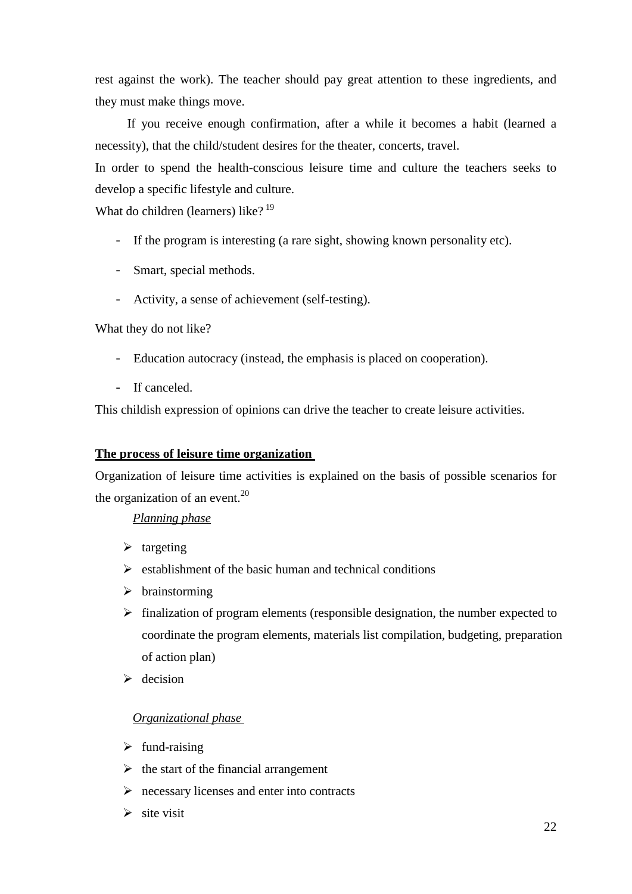rest against the work). The teacher should pay great attention to these ingredients, and they must make things move.

If you receive enough confirmation, after a while it becomes a habit (learned a necessity), that the child/student desires for the theater, concerts, travel.

In order to spend the health-conscious leisure time and culture the teachers seeks to develop a specific lifestyle and culture.

What do children (learners) like? [19]

- If the program is interesting (a rare sight, showing known personality etc).
- Smart, special methods.
- Activity, a sense of achievement (self-testing).

What they do not like?

- Education autocracy (instead, the emphasis is placed on cooperation).
- If canceled.

This childish expression of opinions can drive the teacher to create leisure activities.

**The process of leisure time organization**

Organization of leisure time activities is explained on the basis of possible scenarios for the organization of an event.[20]

*Planning phase*

- targeting
- establishment of the basic human and technical conditions
- brainstorming
- finalization of program elements (responsible designation, the number expected to coordinate the program elements, materials list compilation, budgeting, preparation of action plan)
- decision

*Organizational phase*

- fund-raising
- the start of the financial arrangement
- necessary licenses and enter into contracts
- site visit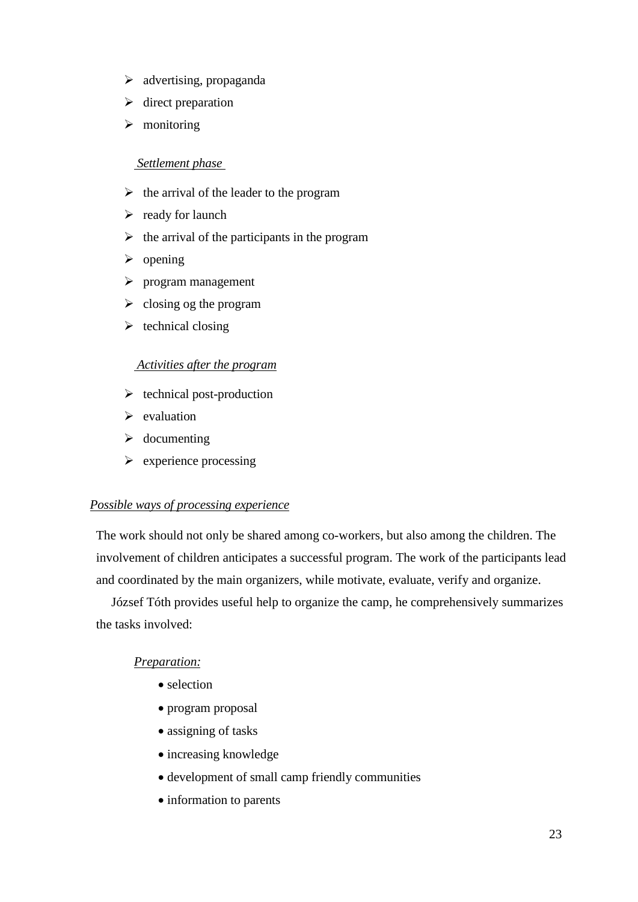- advertising, propaganda
- direct preparation
- monitoring

*Settlement phase*

- the arrival of the leader to the program
- ready for launch
- the arrival of the participants in the program
- opening
- program management
- closing og the program
- technical closing

*Activities after the program*

- technical post-production
- evaluation
- documenting
- experience processing

*Possible ways of processing experience*

The work should not only be shared among co-workers, but also among the children. The involvement of children anticipates a successful program. The work of the participants lead and coordinated by the main organizers, while motivate, evaluate, verify and organize.

József Tóth provides useful help to organize the camp, he comprehensively summarizes the tasks involved:

*Preparation:*

- selection
- program proposal
- assigning of tasks
- increasing knowledge
- development of small camp friendly communities
- information to parents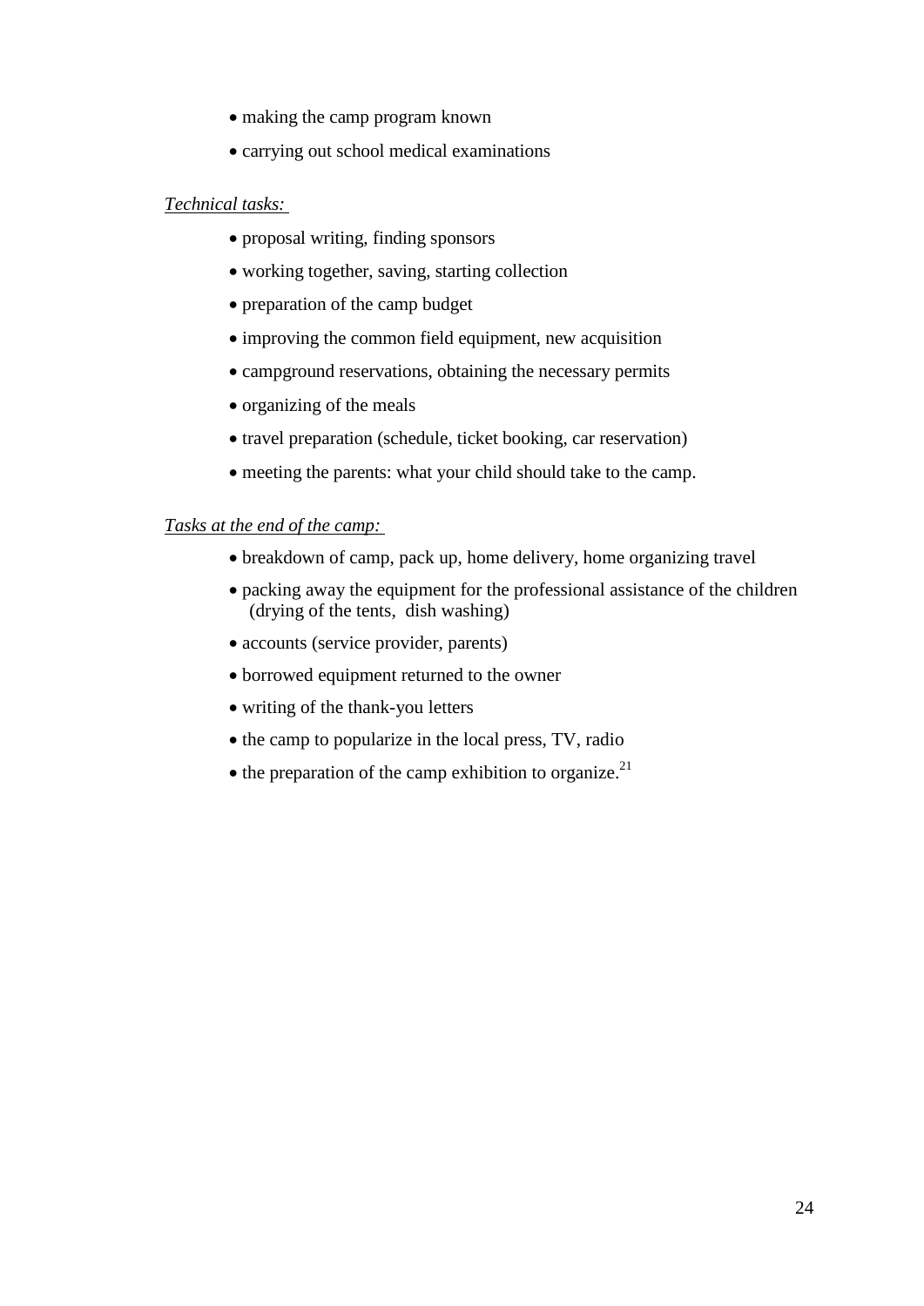- making the camp program known
- carrying out school medical examinations

*Technical tasks:*

- proposal writing, finding sponsors
- working together, saving, starting collection
- preparation of the camp budget
- improving the common field equipment, new acquisition
- campground reservations, obtaining the necessary permits
- organizing of the meals
- travel preparation (schedule, ticket booking, car reservation)
- meeting the parents: what your child should take to the camp.

*Tasks at the end of the camp:*

- breakdown of camp, pack up, home delivery, home organizing travel
- packing away the equipment for the professional assistance of the children (drying of the tents, dish washing)
- accounts (service provider, parents)
- borrowed equipment returned to the owner
- writing of the thank-you letters
- the camp to popularize in the local press, TV, radio
- the preparation of the camp exhibition to organize.[21]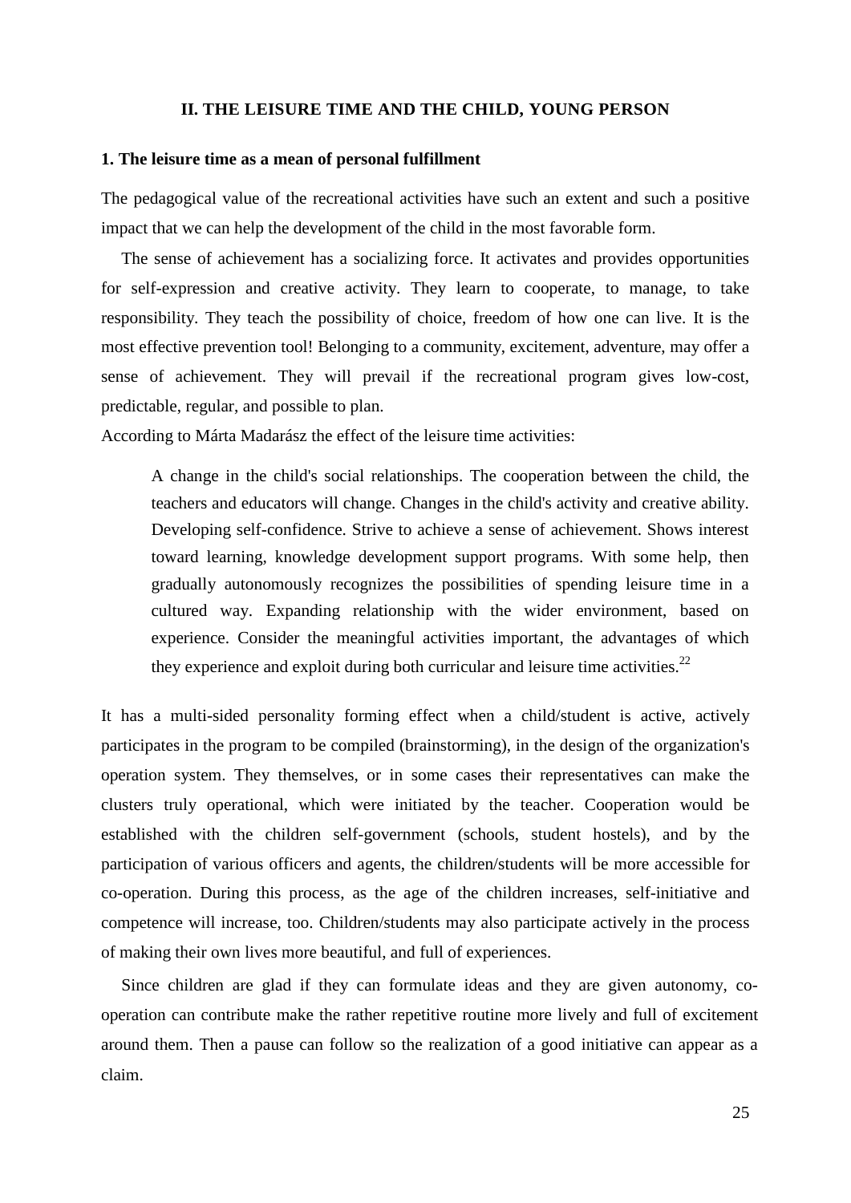## II. THE LEISURE TIME AND THE CHILD, YOUNG PERSON

### 1. The leisure time as a mean of personal fulfillment

The pedagogical value of the recreational activities have such an extent and such a positive impact that we can help the development of the child in the most favorable form.

The sense of achievement has a socializing force. It activates and provides opportunities for self-expression and creative activity. They learn to cooperate, to manage, to take responsibility. They teach the possibility of choice, freedom of how one can live. It is the most effective prevention tool! Belonging to a community, excitement, adventure, may offer a sense of achievement. They will prevail if the recreational program gives low-cost, predictable, regular, and possible to plan.

According to Márta Madarász the effect of the leisure time activities:

> A change in the child's social relationships. The cooperation between the child, the teachers and educators will change. Changes in the child's activity and creative ability. Developing self-confidence. Strive to achieve a sense of achievement. Shows interest toward learning, knowledge development support programs. With some help, then gradually autonomously recognizes the possibilities of spending leisure time in a cultured way. Expanding relationship with the wider environment, based on experience. Consider the meaningful activities important, the advantages of which they experience and exploit during both curricular and leisure time activities.[22]

It has a multi-sided personality forming effect when a child/student is active, actively participates in the program to be compiled (brainstorming), in the design of the organization's operation system. They themselves, or in some cases their representatives can make the clusters truly operational, which were initiated by the teacher. Cooperation would be established with the children self-government (schools, student hostels), and by the participation of various officers and agents, the children/students will be more accessible for co-operation. During this process, as the age of the children increases, self-initiative and competence will increase, too. Children/students may also participate actively in the process of making their own lives more beautiful, and full of experiences.

Since children are glad if they can formulate ideas and they are given autonomy, co-operation can contribute make the rather repetitive routine more lively and full of excitement around them. Then a pause can follow so the realization of a good initiative can appear as a claim.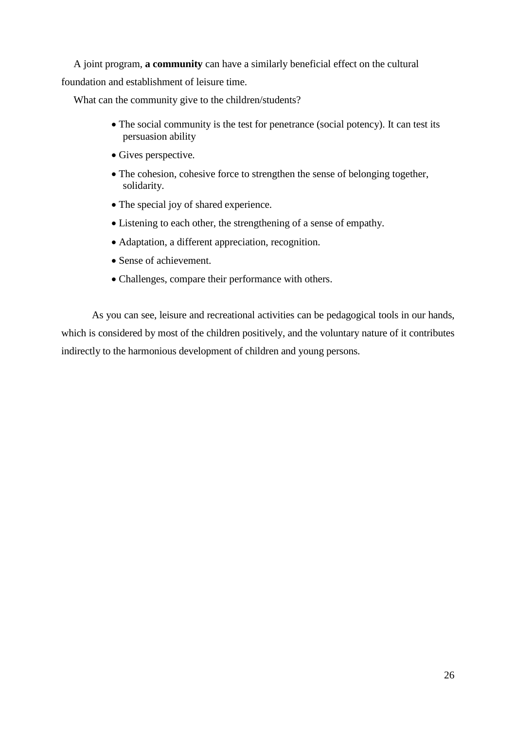A joint program, **a community** can have a similarly beneficial effect on the cultural foundation and establishment of leisure time.

What can the community give to the children/students?

- The social community is the test for penetrance (social potency). It can test its persuasion ability
- Gives perspective.
- The cohesion, cohesive force to strengthen the sense of belonging together, solidarity.
- The special joy of shared experience.
- Listening to each other, the strengthening of a sense of empathy.
- Adaptation, a different appreciation, recognition.
- Sense of achievement.
- Challenges, compare their performance with others.

As you can see, leisure and recreational activities can be pedagogical tools in our hands, which is considered by most of the children positively, and the voluntary nature of it contributes indirectly to the harmonious development of children and young persons.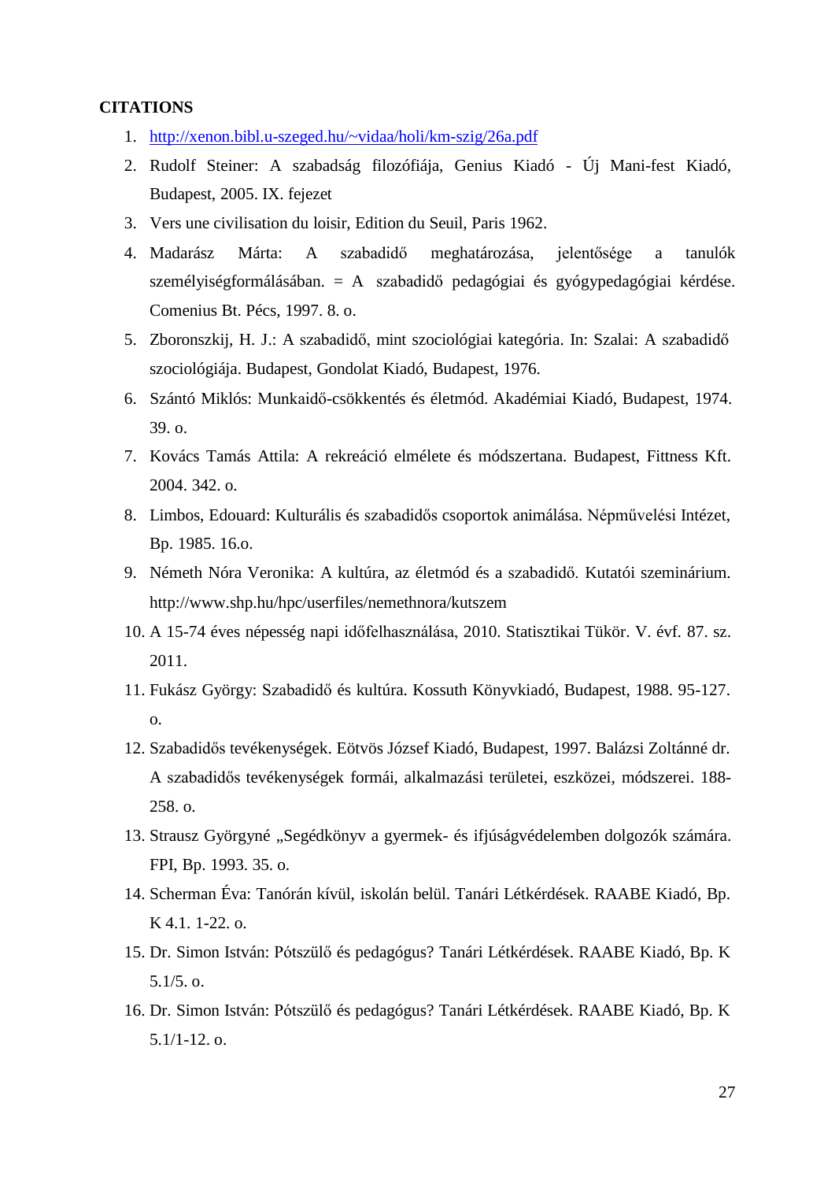**CITATIONS**

1. http://xenon.bibl.u-szeged.hu/~vidaa/holi/km-szig/26a.pdf
2. Rudolf Steiner: A szabadság filozófiája, Genius Kiadó - Új Mani-fest Kiadó, Budapest, 2005. IX. fejezet
3. Vers une civilisation du loisir, Edition du Seuil, Paris 1962.
4. Madarász Márta: A szabadidő meghatározása, jelentősége a tanulók személyiségformálásában. = A szabadidő pedagógiai és gyógypedagógiai kérdése. Comenius Bt. Pécs, 1997. 8. o.
5. Zboronszkij, H. J.: A szabadidő, mint szociológiai kategória. In: Szalai: A szabadidő szociológiája. Budapest, Gondolat Kiadó, Budapest, 1976.
6. Szántó Miklós: Munkaidő-csökkentés és életmód. Akadémiai Kiadó, Budapest, 1974. 39. o.
7. Kovács Tamás Attila: A rekreáció elmélete és módszertana. Budapest, Fittness Kft. 2004. 342. o.
8. Limbos, Edouard: Kulturális és szabadidős csoportok animálása. Népművelési Intézet, Bp. 1985. 16.o.
9. Németh Nóra Veronika: A kultúra, az életmód és a szabadidő. Kutatói szeminárium. http://www.shp.hu/hpc/userfiles/nemethnora/kutszem
10. A 15-74 éves népesség napi időfelhasználása, 2010. Statisztikai Tükör. V. évf. 87. sz. 2011.
11. Fukász György: Szabadidő és kultúra. Kossuth Könyvkiadó, Budapest, 1988. 95-127. o.
12. Szabadidős tevékenységek. Eötvös József Kiadó, Budapest, 1997. Balázsi Zoltánné dr. A szabadidős tevékenységek formái, alkalmazási területei, eszközei, módszerei. 188-258. o.
13. Strausz Györgyné „Segédkönyv a gyermek- és ifjúságvédelemben dolgozók számára. FPI, Bp. 1993. 35. o.
14. Scherman Éva: Tanórán kívül, iskolán belül. Tanári Létkérdések. RAABE Kiadó, Bp. K 4.1. 1-22. o.
15. Dr. Simon István: Pótszülő és pedagógus? Tanári Létkérdések. RAABE Kiadó, Bp. K 5.1/5. o.
16. Dr. Simon István: Pótszülő és pedagógus? Tanári Létkérdések. RAABE Kiadó, Bp. K 5.1/1-12. o.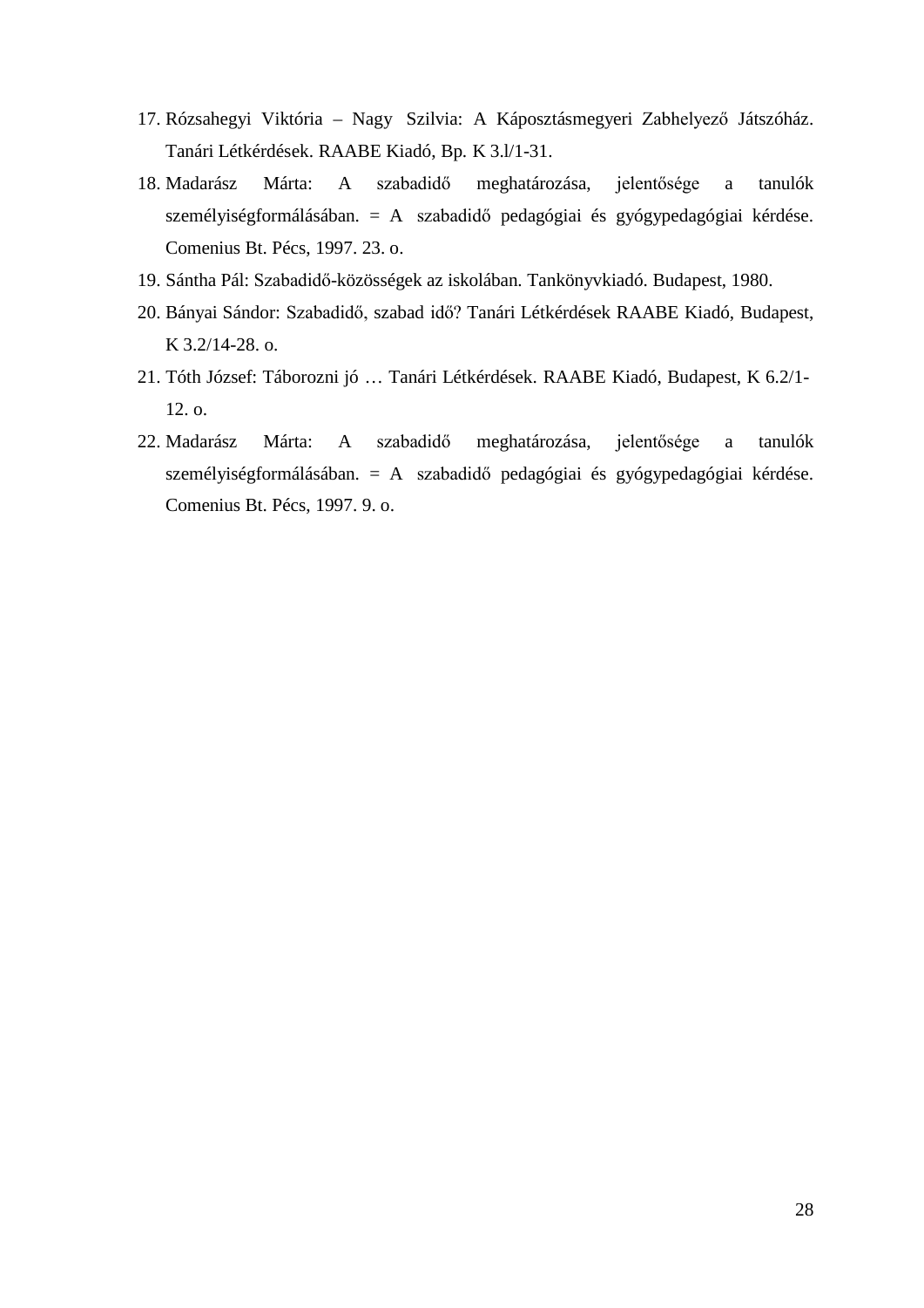17. Rózsahegyi Viktória – Nagy Szilvia: A Káposztásmegyeri Zabhelyező Játszóház. Tanári Létkérdések. RAABE Kiadó, Bp. K 3.l/1-31.
18. Madarász Márta: A szabadidő meghatározása, jelentősége a tanulók személyiségformálásában. = A szabadidő pedagógiai és gyógypedagógiai kérdése. Comenius Bt. Pécs, 1997. 23. o.
19. Sántha Pál: Szabadidő-közösségek az iskolában. Tankönyvkiadó. Budapest, 1980.
20. Bányai Sándor: Szabadidő, szabad idő? Tanári Létkérdések RAABE Kiadó, Budapest, K 3.2/14-28. o.
21. Tóth József: Táborozni jó … Tanári Létkérdések. RAABE Kiadó, Budapest, K 6.2/1-12. o.
22. Madarász Márta: A szabadidő meghatározása, jelentősége a tanulók személyiségformálásában. = A szabadidő pedagógiai és gyógypedagógiai kérdése. Comenius Bt. Pécs, 1997. 9. o.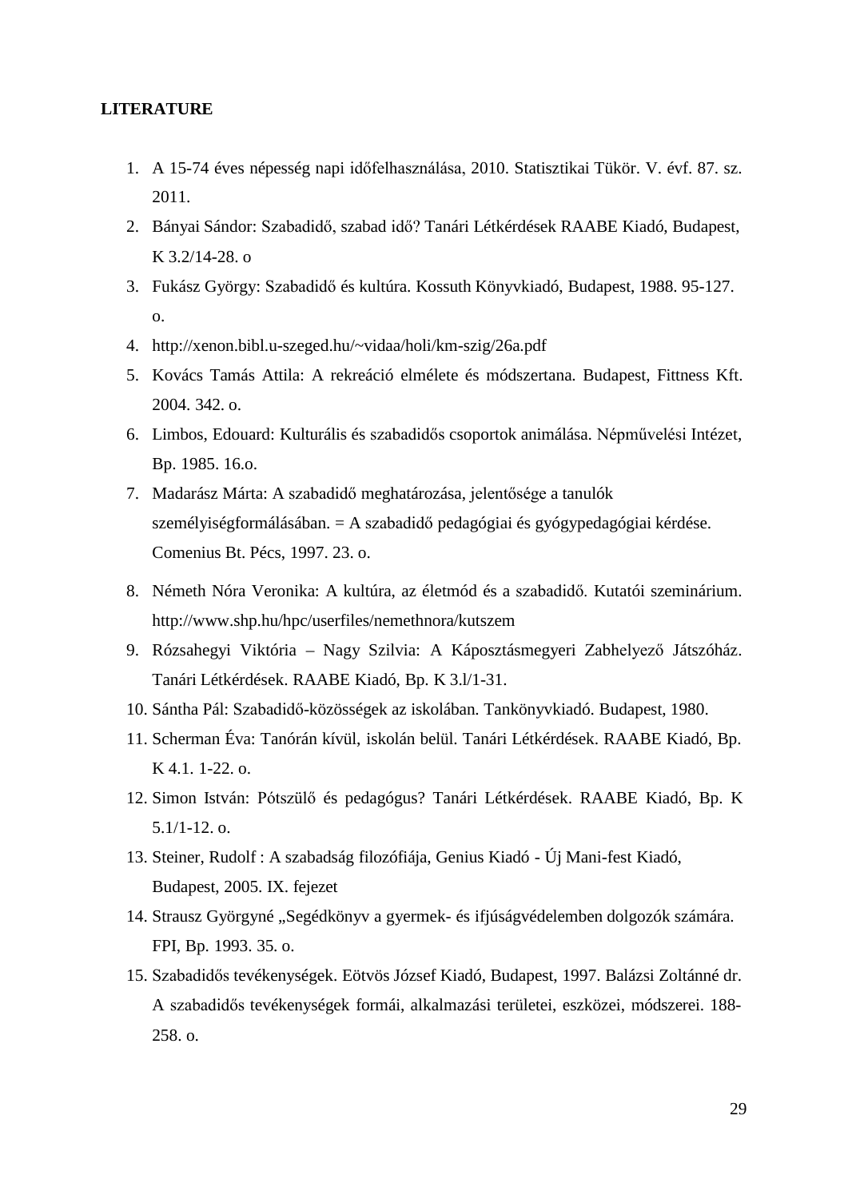**LITERATURE**

1. A 15-74 éves népesség napi időfelhasználása, 2010. Statisztikai Tükör. V. évf. 87. sz. 2011.
2. Bányai Sándor: Szabadidő, szabad idő? Tanári Létkérdések RAABE Kiadó, Budapest, K 3.2/14-28. o
3. Fukász György: Szabadidő és kultúra. Kossuth Könyvkiadó, Budapest, 1988. 95-127. o.
4. http://xenon.bibl.u-szeged.hu/~vidaa/holi/km-szig/26a.pdf
5. Kovács Tamás Attila: A rekreáció elmélete és módszertana. Budapest, Fittness Kft. 2004. 342. o.
6. Limbos, Edouard: Kulturális és szabadidős csoportok animálása. Népművelési Intézet, Bp. 1985. 16.o.
7. Madarász Márta: A szabadidő meghatározása, jelentősége a tanulók személyiségformálásában. = A szabadidő pedagógiai és gyógypedagógiai kérdése. Comenius Bt. Pécs, 1997. 23. o.
8. Németh Nóra Veronika: A kultúra, az életmód és a szabadidő. Kutatói szeminárium. http://www.shp.hu/hpc/userfiles/nemethnora/kutszem
9. Rózsahegyi Viktória – Nagy Szilvia: A Káposztásmegyeri Zabhelyező Játszóház. Tanári Létkérdések. RAABE Kiadó, Bp. K 3.l/1-31.
10. Sántha Pál: Szabadidő-közösségek az iskolában. Tankönyvkiadó. Budapest, 1980.
11. Scherman Éva: Tanórán kívül, iskolán belül. Tanári Létkérdések. RAABE Kiadó, Bp. K 4.1. 1-22. o.
12. Simon István: Pótszülő és pedagógus? Tanári Létkérdések. RAABE Kiadó, Bp. K 5.1/1-12. o.
13. Steiner, Rudolf : A szabadság filozófiája, Genius Kiadó - Új Mani-fest Kiadó, Budapest, 2005. IX. fejezet
14. Strausz Györgyné „Segédkönyv a gyermek- és ifjúságvédelemben dolgozók számára. FPI, Bp. 1993. 35. o.
15. Szabadidős tevékenységek. Eötvös József Kiadó, Budapest, 1997. Balázsi Zoltánné dr. A szabadidős tevékenységek formái, alkalmazási területei, eszközei, módszerei. 188-258. o.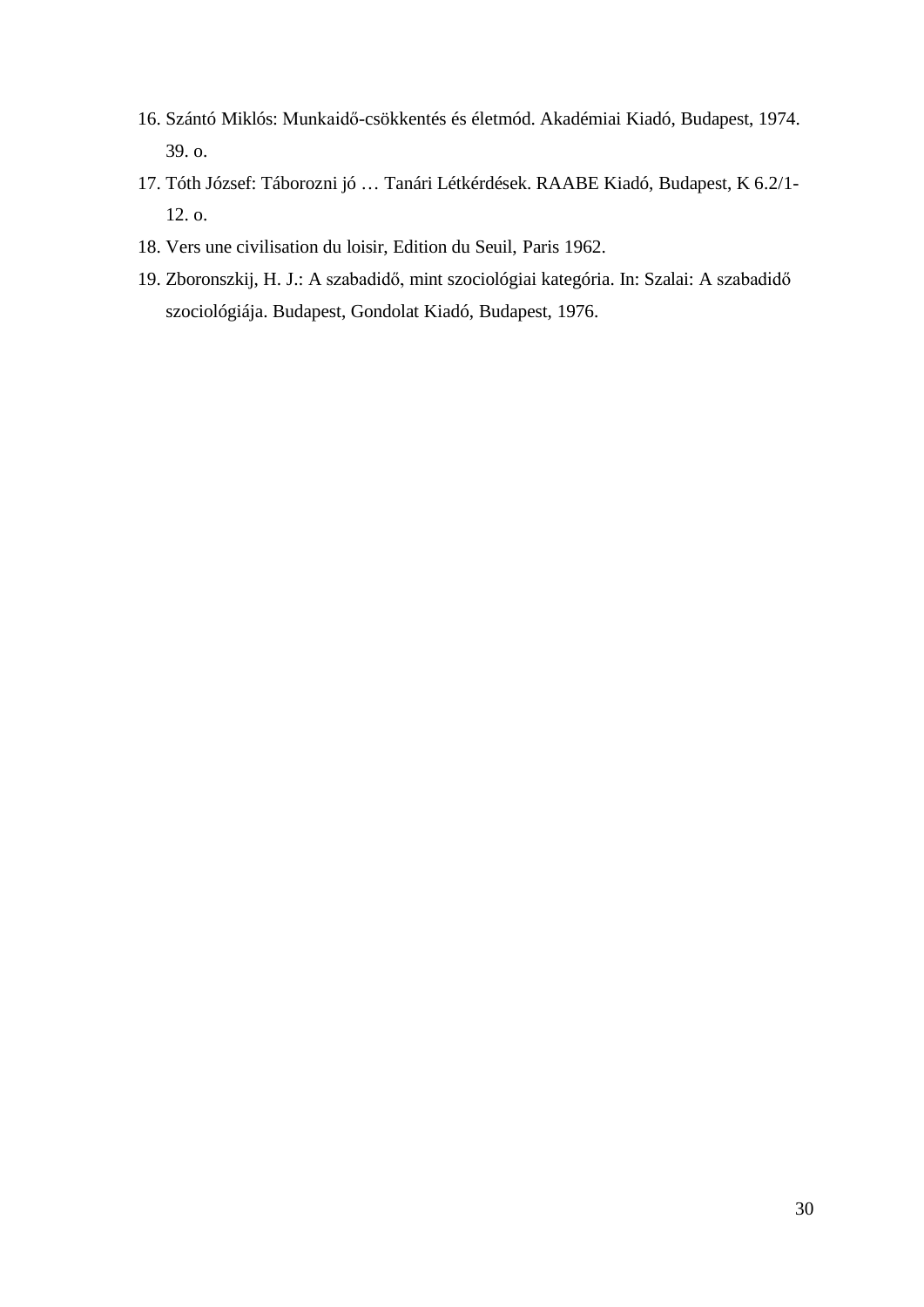16. Szántó Miklós: Munkaidő-csökkentés és életmód. Akadémiai Kiadó, Budapest, 1974. 39. o.
17. Tóth József: Táborozni jó … Tanári Létkérdések. RAABE Kiadó, Budapest, K 6.2/1-12. o.
18. Vers une civilisation du loisir, Edition du Seuil, Paris 1962.
19. Zboronszkij, H. J.: A szabadidő, mint szociológiai kategória. In: Szalai: A szabadidő szociológiája. Budapest, Gondolat Kiadó, Budapest, 1976.